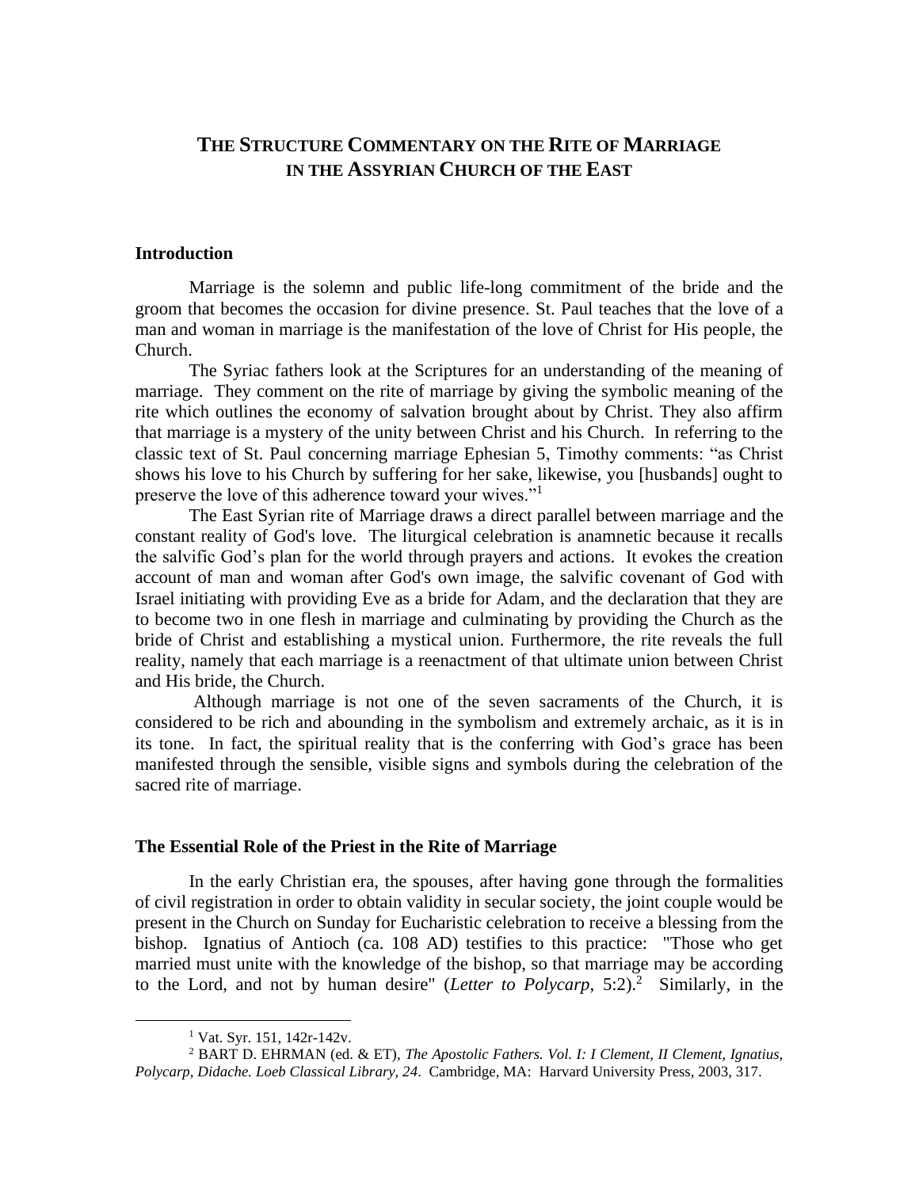# THE STRUCTURE COMMENTARY ON THE RITE OF MARRIAGE IN THE ASSYRIAN CHURCH OF THE EAST

## Introduction

Marriage is the solemn and public life-long commitment of the bride and the groom that becomes the occasion for divine presence. St. Paul teaches that the love of a man and woman in marriage is the manifestation of the love of Christ for His people, the Church.

The Syriac fathers look at the Scriptures for an understanding of the meaning of marriage. They comment on the rite of marriage by giving the symbolic meaning of the rite which outlines the economy of salvation brought about by Christ. They also affirm that marriage is a mystery of the unity between Christ and his Church. In referring to the classic text of St. Paul concerning marriage Ephesian 5, Timothy comments: "as Christ shows his love to his Church by suffering for her sake, likewise, you [husbands] ought to preserve the love of this adherence toward your wives."[1]

The East Syrian rite of Marriage draws a direct parallel between marriage and the constant reality of God's love. The liturgical celebration is anamnetic because it recalls the salvific God's plan for the world through prayers and actions. It evokes the creation account of man and woman after God's own image, the salvific covenant of God with Israel initiating with providing Eve as a bride for Adam, and the declaration that they are to become two in one flesh in marriage and culminating by providing the Church as the bride of Christ and establishing a mystical union. Furthermore, the rite reveals the full reality, namely that each marriage is a reenactment of that ultimate union between Christ and His bride, the Church.

Although marriage is not one of the seven sacraments of the Church, it is considered to be rich and abounding in the symbolism and extremely archaic, as it is in its tone. In fact, the spiritual reality that is the conferring with God's grace has been manifested through the sensible, visible signs and symbols during the celebration of the sacred rite of marriage.

## The Essential Role of the Priest in the Rite of Marriage

In the early Christian era, the spouses, after having gone through the formalities of civil registration in order to obtain validity in secular society, the joint couple would be present in the Church on Sunday for Eucharistic celebration to receive a blessing from the bishop. Ignatius of Antioch (ca. 108 AD) testifies to this practice: "Those who get married must unite with the knowledge of the bishop, so that marriage may be according to the Lord, and not by human desire" (*Letter to Polycarp*, 5:2).[2] Similarly, in the

---

[1] Vat. Syr. 151, 142r-142v.

[2] BART D. EHRMAN (ed. & ET), *The Apostolic Fathers. Vol. I: I Clement, II Clement, Ignatius, Polycarp, Didache. Loeb Classical Library, 24*. Cambridge, MA: Harvard University Press, 2003, 317.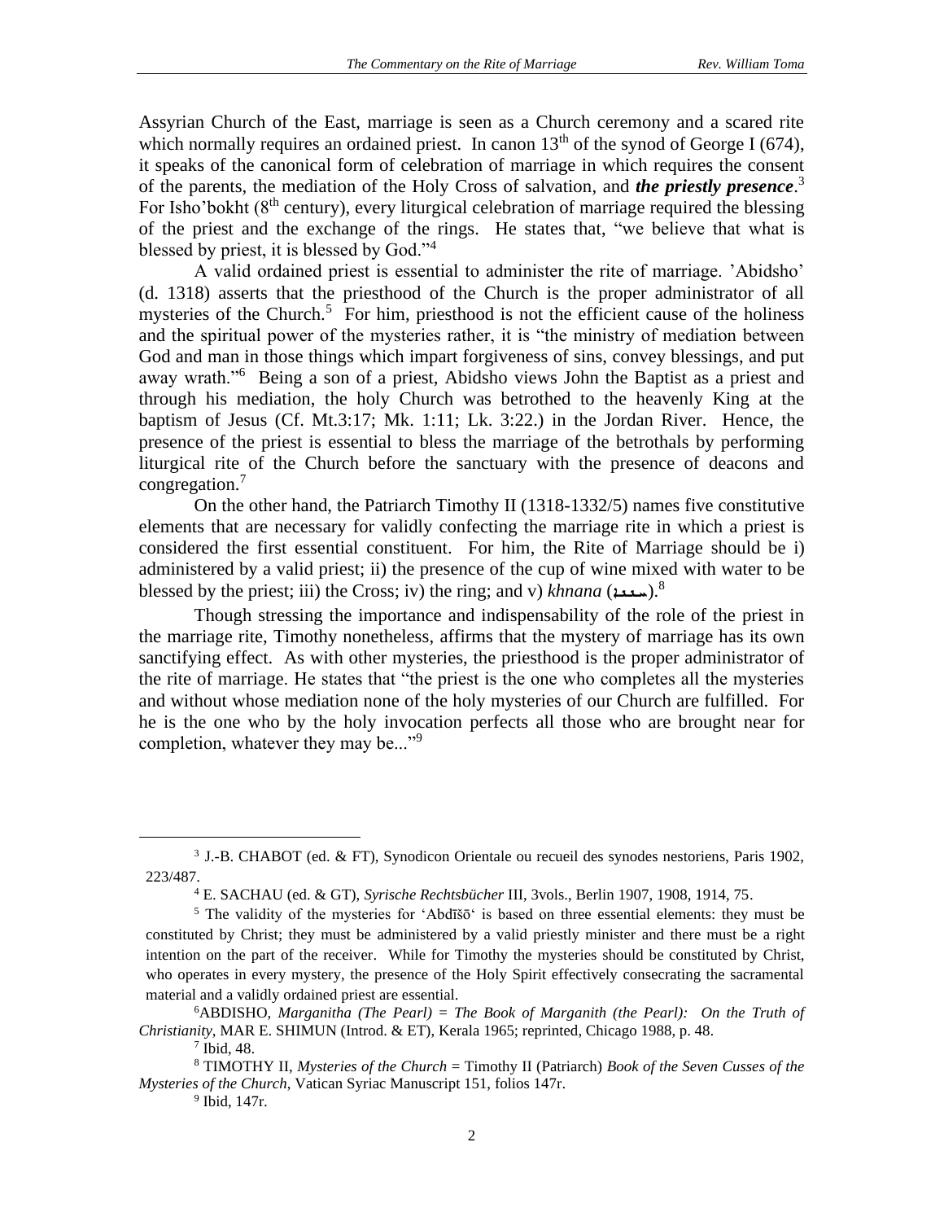Assyrian Church of the East, marriage is seen as a Church ceremony and a scared rite which normally requires an ordained priest. In canon 13th of the synod of George I (674), it speaks of the canonical form of celebration of marriage in which requires the consent of the parents, the mediation of the Holy Cross of salvation, and ***the priestly presence***.[3] For Isho'bokht (8th century), every liturgical celebration of marriage required the blessing of the priest and the exchange of the rings. He states that, "we believe that what is blessed by priest, it is blessed by God."[4]

A valid ordained priest is essential to administer the rite of marriage. 'Abidsho' (d. 1318) asserts that the priesthood of the Church is the proper administrator of all mysteries of the Church.[5] For him, priesthood is not the efficient cause of the holiness and the spiritual power of the mysteries rather, it is "the ministry of mediation between God and man in those things which impart forgiveness of sins, convey blessings, and put away wrath."[6] Being a son of a priest, Abidsho views John the Baptist as a priest and through his mediation, the holy Church was betrothed to the heavenly King at the baptism of Jesus (Cf. Mt.3:17; Mk. 1:11; Lk. 3:22.) in the Jordan River. Hence, the presence of the priest is essential to bless the marriage of the betrothals by performing liturgical rite of the Church before the sanctuary with the presence of deacons and congregation.[7]

On the other hand, the Patriarch Timothy II (1318-1332/5) names five constitutive elements that are necessary for validly confecting the marriage rite in which a priest is considered the first essential constituent. For him, the Rite of Marriage should be i) administered by a valid priest; ii) the presence of the cup of wine mixed with water to be blessed by the priest; iii) the Cross; iv) the ring; and v) *khnana* (ܚܢܢܐ).[8]

Though stressing the importance and indispensability of the role of the priest in the marriage rite, Timothy nonetheless, affirms that the mystery of marriage has its own sanctifying effect. As with other mysteries, the priesthood is the proper administrator of the rite of marriage. He states that "the priest is the one who completes all the mysteries and without whose mediation none of the holy mysteries of our Church are fulfilled. For he is the one who by the holy invocation perfects all those who are brought near for completion, whatever they may be..."[9]

---

[3] J.-B. CHABOT (ed. & FT), Synodicon Orientale ou recueil des synodes nestoriens, Paris 1902, 223/487.

[4] E. SACHAU (ed. & GT), *Syrische Rechtsbücher* III, 3vols., Berlin 1907, 1908, 1914, 75.

[5] The validity of the mysteries for 'Abdīšō' is based on three essential elements: they must be constituted by Christ; they must be administered by a valid priestly minister and there must be a right intention on the part of the receiver. While for Timothy the mysteries should be constituted by Christ, who operates in every mystery, the presence of the Holy Spirit effectively consecrating the sacramental material and a validly ordained priest are essential.

[6] ABDISHO, *Marganitha (The Pearl) = The Book of Marganith (the Pearl): On the Truth of Christianity*, MAR E. SHIMUN (Introd. & ET), Kerala 1965; reprinted, Chicago 1988, p. 48.

[7] Ibid, 48.

[8] TIMOTHY II, *Mysteries of the Church* = Timothy II (Patriarch) *Book of the Seven Cusses of the Mysteries of the Church*, Vatican Syriac Manuscript 151, folios 147r.

[9] Ibid, 147r.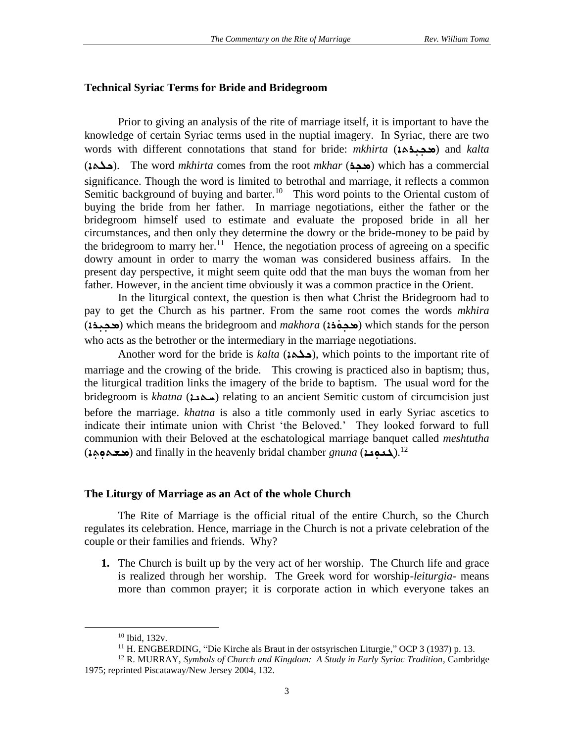### Technical Syriac Terms for Bride and Bridegroom

Prior to giving an analysis of the rite of marriage itself, it is important to have the knowledge of certain Syriac terms used in the nuptial imagery. In Syriac, there are two words with different connotations that stand for bride: *mkhirta* (ܡܟܝܪܬܐ) and *kalta* (ܟܠܬܐ). The word *mkhirta* comes from the root *mkhar* (ܡܟܪ) which has a commercial significance. Though the word is limited to betrothal and marriage, it reflects a common Semitic background of buying and barter.[10] This word points to the Oriental custom of buying the bride from her father. In marriage negotiations, either the father or the bridegroom himself used to estimate and evaluate the proposed bride in all her circumstances, and then only they determine the dowry or the bride-money to be paid by the bridegroom to marry her.[11] Hence, the negotiation process of agreeing on a specific dowry amount in order to marry the woman was considered business affairs. In the present day perspective, it might seem quite odd that the man buys the woman from her father. However, in the ancient time obviously it was a common practice in the Orient.

In the liturgical context, the question is then what Christ the Bridegroom had to pay to get the Church as his partner. From the same root comes the words *mkhira* (ܡܟܝܪܐ) which means the bridegroom and *makhora* (ܡܟܘܪܐ) which stands for the person who acts as the betrother or the intermediary in the marriage negotiations.

Another word for the bride is *kalta* (ܟܠܬܐ), which points to the important rite of marriage and the crowing of the bride. This crowing is practiced also in baptism; thus, the liturgical tradition links the imagery of the bride to baptism. The usual word for the bridegroom is *khatna* (ܚܬܢܐ) relating to an ancient Semitic custom of circumcision just before the marriage. *khatna* is also a title commonly used in early Syriac ascetics to indicate their intimate union with Christ 'the Beloved.' They looked forward to full communion with their Beloved at the eschatological marriage banquet called *meshtutha* (ܡܫܬܘܬܐ) and finally in the heavenly bridal chamber *gnuna* (ܓܢܘܢܐ).[12]

### The Liturgy of Marriage as an Act of the whole Church

The Rite of Marriage is the official ritual of the entire Church, so the Church regulates its celebration. Hence, marriage in the Church is not a private celebration of the couple or their families and friends. Why?

1. The Church is built up by the very act of her worship. The Church life and grace is realized through her worship. The Greek word for worship-*leiturgia*- means more than common prayer; it is corporate action in which everyone takes an

---

[10] Ibid, 132v.

[11] H. ENGBERDING, "Die Kirche als Braut in der ostsyrischen Liturgie," OCP 3 (1937) p. 13.

[12] R. MURRAY, *Symbols of Church and Kingdom: A Study in Early Syriac Tradition*, Cambridge 1975; reprinted Piscataway/New Jersey 2004, 132.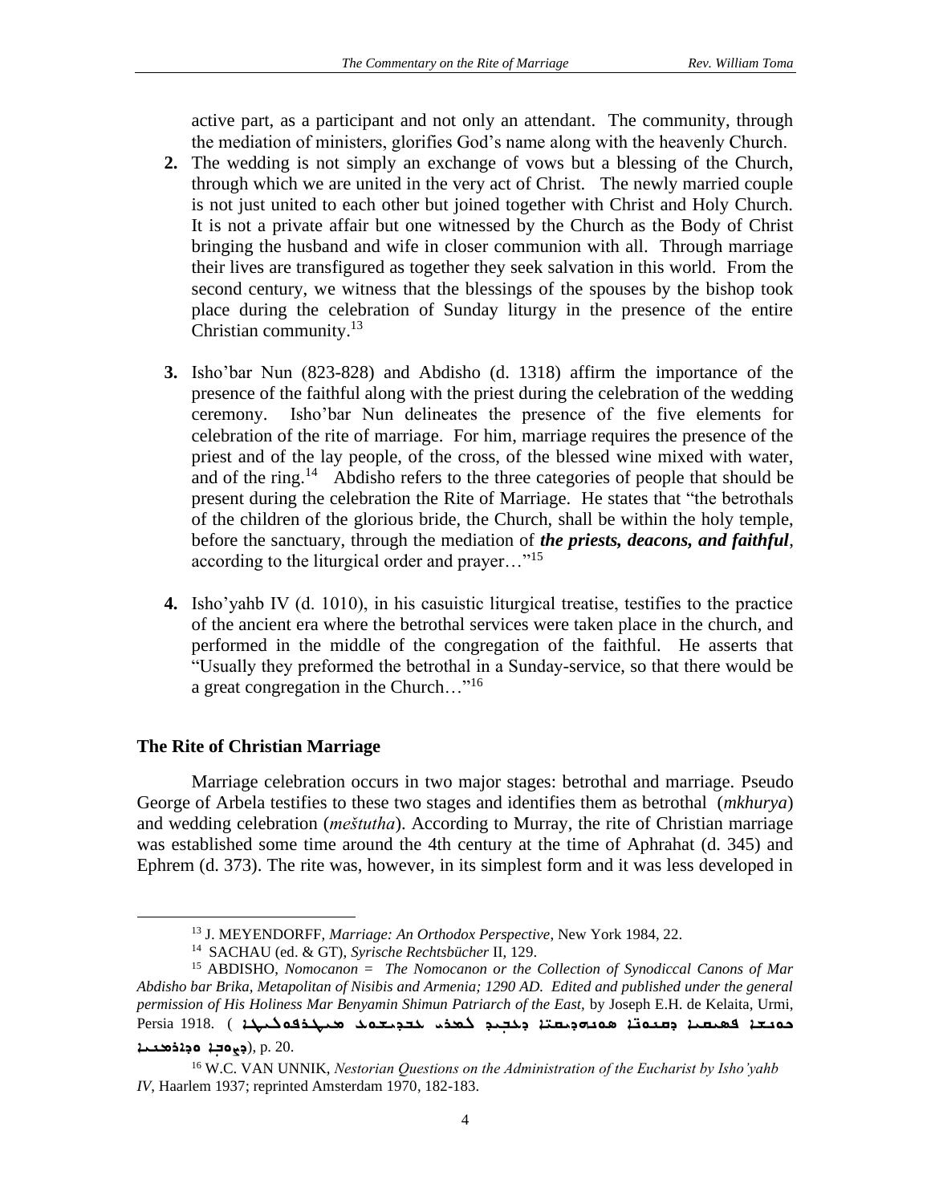active part, as a participant and not only an attendant. The community, through the mediation of ministers, glorifies God's name along with the heavenly Church.

2. The wedding is not simply an exchange of vows but a blessing of the Church, through which we are united in the very act of Christ. The newly married couple is not just united to each other but joined together with Christ and Holy Church. It is not a private affair but one witnessed by the Church as the Body of Christ bringing the husband and wife in closer communion with all. Through marriage their lives are transfigured as together they seek salvation in this world. From the second century, we witness that the blessings of the spouses by the bishop took place during the celebration of Sunday liturgy in the presence of the entire Christian community.[13]

3. Isho'bar Nun (823-828) and Abdisho (d. 1318) affirm the importance of the presence of the faithful along with the priest during the celebration of the wedding ceremony. Isho'bar Nun delineates the presence of the five elements for celebration of the rite of marriage. For him, marriage requires the presence of the priest and of the lay people, of the cross, of the blessed wine mixed with water, and of the ring.[14] Abdisho refers to the three categories of people that should be present during the celebration the Rite of Marriage. He states that "the betrothals of the children of the glorious bride, the Church, shall be within the holy temple, before the sanctuary, through the mediation of ***the priests, deacons, and faithful***, according to the liturgical order and prayer…"[15]

4. Isho'yahb IV (d. 1010), in his casuistic liturgical treatise, testifies to the practice of the ancient era where the betrothal services were taken place in the church, and performed in the middle of the congregation of the faithful. He asserts that "Usually they preformed the betrothal in a Sunday-service, so that there would be a great congregation in the Church…"[16]

## The Rite of Christian Marriage

Marriage celebration occurs in two major stages: betrothal and marriage. Pseudo George of Arbela testifies to these two stages and identifies them as betrothal (*mkhurya*) and wedding celebration (*meštutha*). According to Murray, the rite of Christian marriage was established some time around the 4th century at the time of Aphrahat (d. 345) and Ephrem (d. 373). The rite was, however, in its simplest form and it was less developed in

---

[13] J. MEYENDORFF, *Marriage: An Orthodox Perspective*, New York 1984, 22.

[14] SACHAU (ed. & GT), *Syrische Rechtsbücher* II, 129.

[15] ABDISHO, *Nomocanon* = *The Nomocanon or the Collection of Synodiccal Canons of Mar Abdisho bar Brika, Metapolitan of Nisibis and Armenia; 1290 AD. Edited and published under the general permission of His Holiness Mar Benyamin Shimun Patriarch of the East,* by Joseph E.H. de Kelaita, Urmi, Persia 1918. (ܟܘܢܫܐ ܦܫܝܛܐ ܕܩܢܘܢܐ ܣܘܢܗܕܝܩܝܐ ܕܚܒܝܒ ܠܡܪܝ ܥܒܕܝܫܘܥ ܡܝܛܪܘܦܘܠܝܛܐ ܕܢܨܝܒܝܢ ܘܕܐܪܡܢܝܐ), p. 20.

[16] W.C. VAN UNNIK, *Nestorian Questions on the Administration of the Eucharist by Isho'yahb IV*, Haarlem 1937; reprinted Amsterdam 1970, 182-183.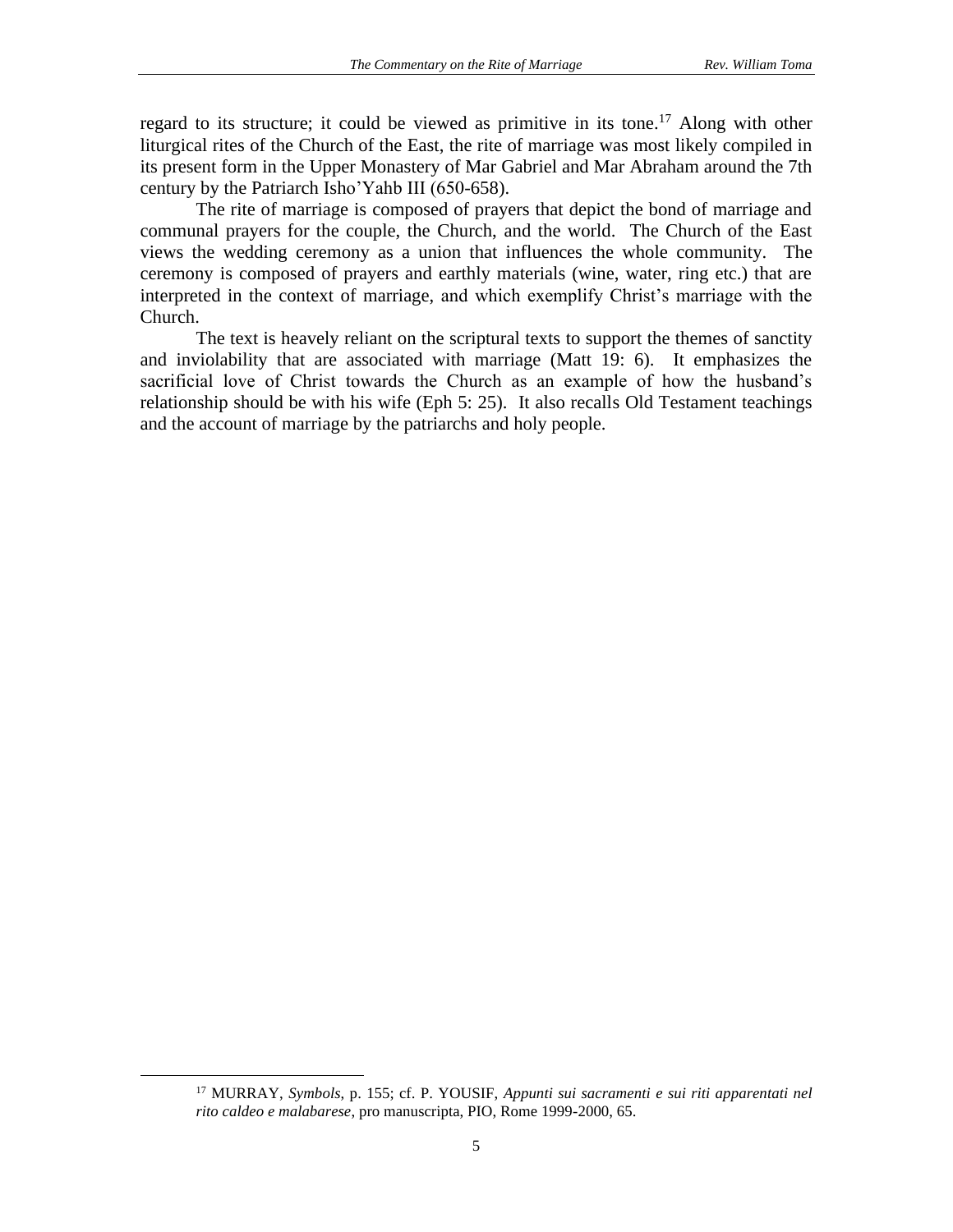regard to its structure; it could be viewed as primitive in its tone.[17] Along with other liturgical rites of the Church of the East, the rite of marriage was most likely compiled in its present form in the Upper Monastery of Mar Gabriel and Mar Abraham around the 7th century by the Patriarch Isho'Yahb III (650-658).

The rite of marriage is composed of prayers that depict the bond of marriage and communal prayers for the couple, the Church, and the world. The Church of the East views the wedding ceremony as a union that influences the whole community. The ceremony is composed of prayers and earthly materials (wine, water, ring etc.) that are interpreted in the context of marriage, and which exemplify Christ's marriage with the Church.

The text is heavely reliant on the scriptural texts to support the themes of sanctity and inviolability that are associated with marriage (Matt 19: 6). It emphasizes the sacrificial love of Christ towards the Church as an example of how the husband's relationship should be with his wife (Eph 5: 25). It also recalls Old Testament teachings and the account of marriage by the patriarchs and holy people.

---

[17] MURRAY, *Symbols*, p. 155; cf. P. YOUSIF, *Appunti sui sacramenti e sui riti apparentati nel rito caldeo e malabarese*, pro manuscripta, PIO, Rome 1999-2000, 65.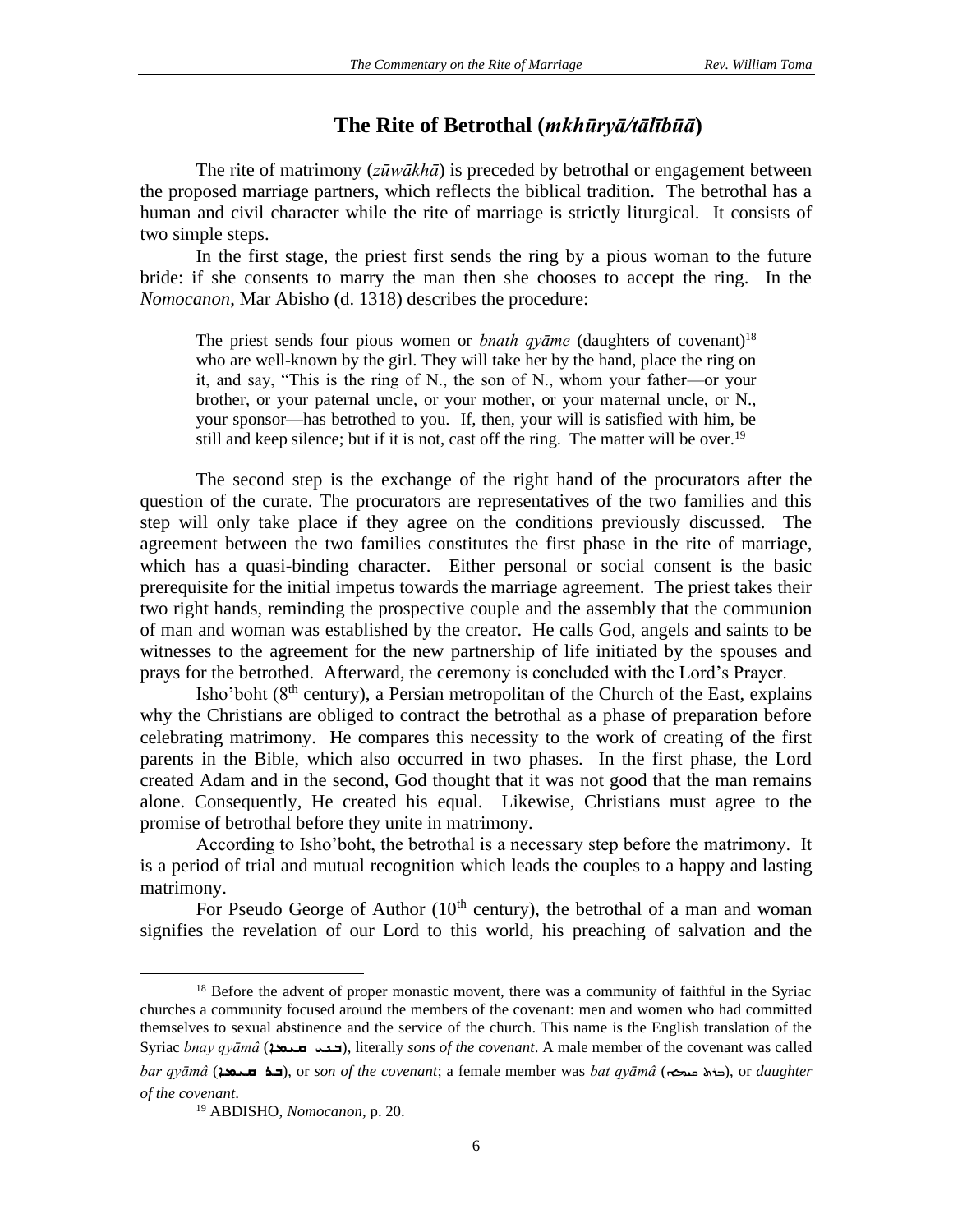## The Rite of Betrothal (*mkhūryā/tālībūā*)

The rite of matrimony (*zūwākhā*) is preceded by betrothal or engagement between the proposed marriage partners, which reflects the biblical tradition. The betrothal has a human and civil character while the rite of marriage is strictly liturgical. It consists of two simple steps.

In the first stage, the priest first sends the ring by a pious woman to the future bride: if she consents to marry the man then she chooses to accept the ring. In the *Nomocanon*, Mar Abisho (d. 1318) describes the procedure:

> The priest sends four pious women or *bnath qyāme* (daughters of covenant)[18] who are well-known by the girl. They will take her by the hand, place the ring on it, and say, "This is the ring of N., the son of N., whom your father—or your brother, or your paternal uncle, or your mother, or your maternal uncle, or N., your sponsor—has betrothed to you. If, then, your will is satisfied with him, be still and keep silence; but if it is not, cast off the ring. The matter will be over.[19]

The second step is the exchange of the right hand of the procurators after the question of the curate. The procurators are representatives of the two families and this step will only take place if they agree on the conditions previously discussed. The agreement between the two families constitutes the first phase in the rite of marriage, which has a quasi-binding character. Either personal or social consent is the basic prerequisite for the initial impetus towards the marriage agreement. The priest takes their two right hands, reminding the prospective couple and the assembly that the communion of man and woman was established by the creator. He calls God, angels and saints to be witnesses to the agreement for the new partnership of life initiated by the spouses and prays for the betrothed. Afterward, the ceremony is concluded with the Lord's Prayer.

Isho'boht (8th century), a Persian metropolitan of the Church of the East, explains why the Christians are obliged to contract the betrothal as a phase of preparation before celebrating matrimony. He compares this necessity to the work of creating of the first parents in the Bible, which also occurred in two phases. In the first phase, the Lord created Adam and in the second, God thought that it was not good that the man remains alone. Consequently, He created his equal. Likewise, Christians must agree to the promise of betrothal before they unite in matrimony.

According to Isho'boht, the betrothal is a necessary step before the matrimony. It is a period of trial and mutual recognition which leads the couples to a happy and lasting matrimony.

For Pseudo George of Author (10th century), the betrothal of a man and woman signifies the revelation of our Lord to this world, his preaching of salvation and the

---

[18] Before the advent of proper monastic movent, there was a community of faithful in the Syriac churches a community focused around the members of the covenant: men and women who had committed themselves to sexual abstinence and the service of the church. This name is the English translation of the Syriac *bnay qyāmâ* (ܒܢܝ ܩܝܡܐ), literally *sons of the covenant*. A male member of the covenant was called *bar qyāmâ* (ܒܪ ܩܝܡܐ), or *son of the covenant*; a female member was *bat qyāmâ* (ܒܪܬ ܩܝܡܐ), or *daughter of the covenant*.

[19] ABDISHO, *Nomocanon*, p. 20.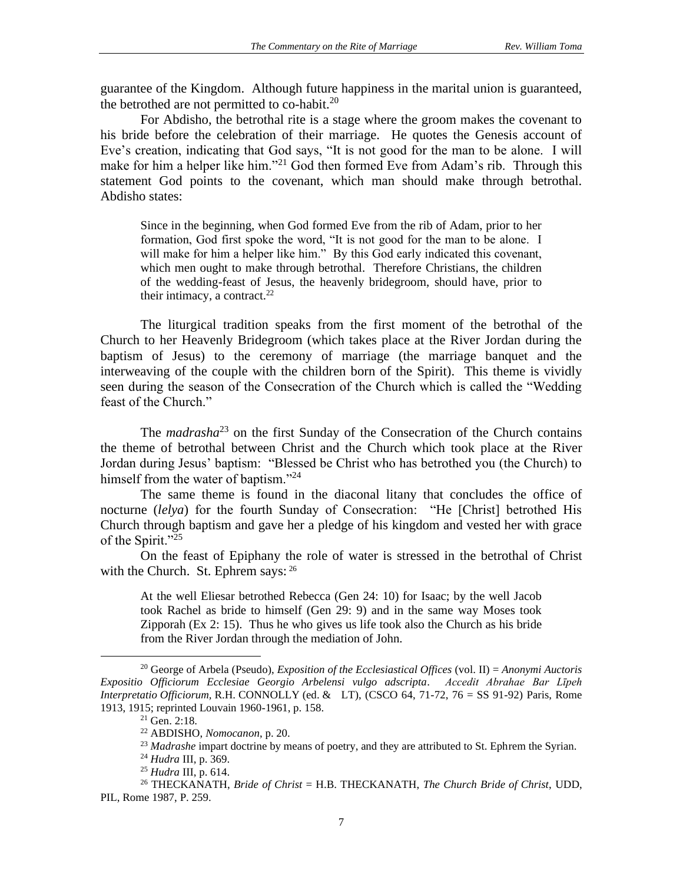guarantee of the Kingdom. Although future happiness in the marital union is guaranteed, the betrothed are not permitted to co-habit.[20]

For Abdisho, the betrothal rite is a stage where the groom makes the covenant to his bride before the celebration of their marriage. He quotes the Genesis account of Eve's creation, indicating that God says, "It is not good for the man to be alone. I will make for him a helper like him."[21] God then formed Eve from Adam's rib. Through this statement God points to the covenant, which man should make through betrothal. Abdisho states:

> Since in the beginning, when God formed Eve from the rib of Adam, prior to her formation, God first spoke the word, "It is not good for the man to be alone. I will make for him a helper like him." By this God early indicated this covenant, which men ought to make through betrothal. Therefore Christians, the children of the wedding-feast of Jesus, the heavenly bridegroom, should have, prior to their intimacy, a contract.[22]

The liturgical tradition speaks from the first moment of the betrothal of the Church to her Heavenly Bridegroom (which takes place at the River Jordan during the baptism of Jesus) to the ceremony of marriage (the marriage banquet and the interweaving of the couple with the children born of the Spirit). This theme is vividly seen during the season of the Consecration of the Church which is called the "Wedding feast of the Church."

The *madrasha*[23] on the first Sunday of the Consecration of the Church contains the theme of betrothal between Christ and the Church which took place at the River Jordan during Jesus' baptism: "Blessed be Christ who has betrothed you (the Church) to himself from the water of baptism."[24]

The same theme is found in the diaconal litany that concludes the office of nocturne (*lelya*) for the fourth Sunday of Consecration: "He [Christ] betrothed His Church through baptism and gave her a pledge of his kingdom and vested her with grace of the Spirit."[25]

On the feast of Epiphany the role of water is stressed in the betrothal of Christ with the Church. St. Ephrem says:[26]

> At the well Eliesar betrothed Rebecca (Gen 24: 10) for Isaac; by the well Jacob took Rachel as bride to himself (Gen 29: 9) and in the same way Moses took Zipporah (Ex 2: 15). Thus he who gives us life took also the Church as his bride from the River Jordan through the mediation of John.

---

[20] George of Arbela (Pseudo), *Exposition of the Ecclesiastical Offices* (vol. II) = *Anonymi Auctoris Expositio Officiorum Ecclesiae Georgio Arbelensi vulgo adscripta*. *Accedit Abrahae Bar Līpeh Interpretatio Officiorum*, R.H. CONNOLLY (ed. & LT), (CSCO 64, 71-72, 76 = SS 91-92) Paris, Rome 1913, 1915; reprinted Louvain 1960-1961, p. 158.

[21] Gen. 2:18.

[22] ABDISHO, *Nomocanon*, p. 20.

[23] *Madrashe* impart doctrine by means of poetry, and they are attributed to St. Ephrem the Syrian.

[24] *Hudra* III, p. 369.

[25] *Hudra* III, p. 614.

[26] THECKANATH, *Bride of Christ* = H.B. THECKANATH, *The Church Bride of Christ*, UDD, PIL, Rome 1987, P. 259.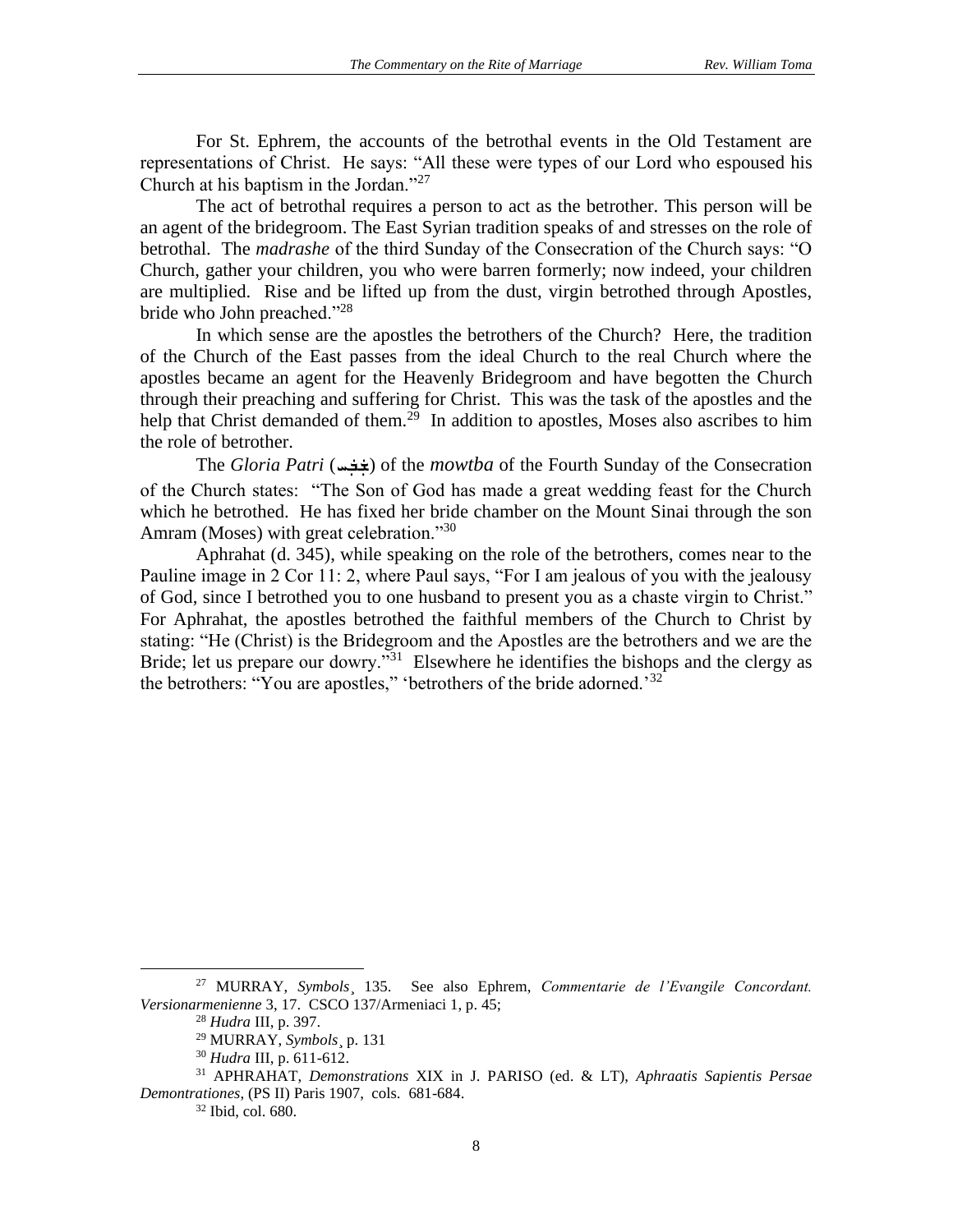For St. Ephrem, the accounts of the betrothal events in the Old Testament are representations of Christ. He says: "All these were types of our Lord who espoused his Church at his baptism in the Jordan."[27]

The act of betrothal requires a person to act as the betrother. This person will be an agent of the bridegroom. The East Syrian tradition speaks of and stresses on the role of betrothal. The *madrashe* of the third Sunday of the Consecration of the Church says: "O Church, gather your children, you who were barren formerly; now indeed, your children are multiplied. Rise and be lifted up from the dust, virgin betrothed through Apostles, bride who John preached."[28]

In which sense are the apostles the betrothers of the Church? Here, the tradition of the Church of the East passes from the ideal Church to the real Church where the apostles became an agent for the Heavenly Bridegroom and have begotten the Church through their preaching and suffering for Christ. This was the task of the apostles and the help that Christ demanded of them.[29] In addition to apostles, Moses also ascribes to him the role of betrother.

The *Gloria Patri* (ܫܘܒܚ) of the *mowtba* of the Fourth Sunday of the Consecration of the Church states: "The Son of God has made a great wedding feast for the Church which he betrothed. He has fixed her bride chamber on the Mount Sinai through the son Amram (Moses) with great celebration."[30]

Aphrahat (d. 345), while speaking on the role of the betrothers, comes near to the Pauline image in 2 Cor 11: 2, where Paul says, "For I am jealous of you with the jealousy of God, since I betrothed you to one husband to present you as a chaste virgin to Christ." For Aphrahat, the apostles betrothed the faithful members of the Church to Christ by stating: "He (Christ) is the Bridegroom and the Apostles are the betrothers and we are the Bride; let us prepare our dowry."[31] Elsewhere he identifies the bishops and the clergy as the betrothers: "You are apostles," 'betrothers of the bride adorned.'[32]

---

[27] MURRAY, *Symbols*¸ 135. See also Ephrem, *Commentarie de l'Evangile Concordant. Versionarmenienne* 3, 17. CSCO 137/Armeniaci 1, p. 45;

[28] *Hudra* III, p. 397.

[29] MURRAY, *Symbols*¸ p. 131

[30] *Hudra* III, p. 611-612.

[31] APHRAHAT, *Demonstrations* XIX in J. PARISO (ed. & LT), *Aphraatis Sapientis Persae Demontrationes*, (PS II) Paris 1907, cols. 681-684.

[32] Ibid, col. 680.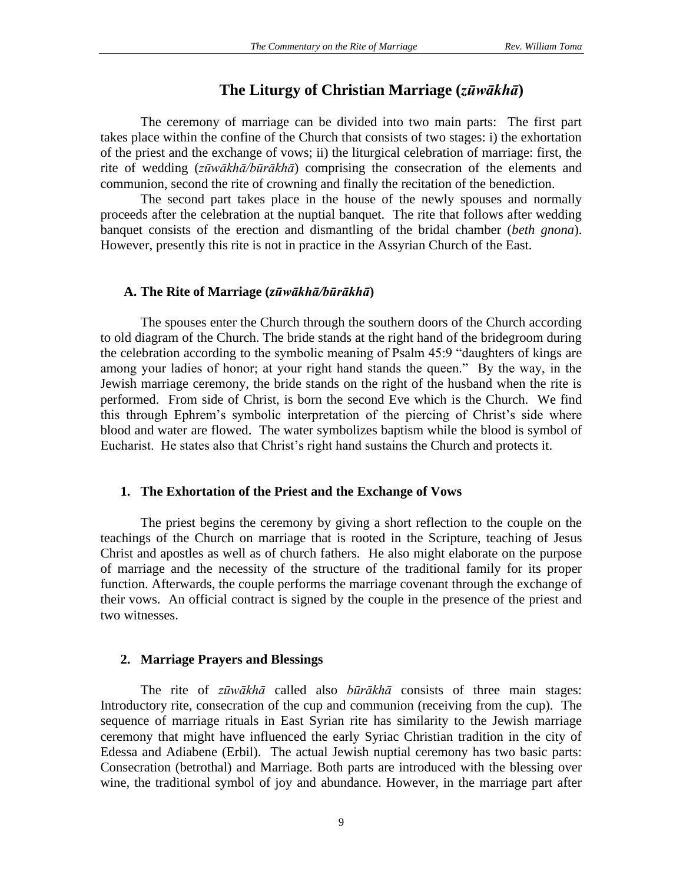# The Liturgy of Christian Marriage (*zūwākhā*)

The ceremony of marriage can be divided into two main parts: The first part takes place within the confine of the Church that consists of two stages: i) the exhortation of the priest and the exchange of vows; ii) the liturgical celebration of marriage: first, the rite of wedding (*zūwākhā/būrākhā*) comprising the consecration of the elements and communion, second the rite of crowning and finally the recitation of the benediction.

The second part takes place in the house of the newly spouses and normally proceeds after the celebration at the nuptial banquet. The rite that follows after wedding banquet consists of the erection and dismantling of the bridal chamber (*beth gnona*). However, presently this rite is not in practice in the Assyrian Church of the East.

## A. The Rite of Marriage (*zūwākhā/būrākhā*)

The spouses enter the Church through the southern doors of the Church according to old diagram of the Church. The bride stands at the right hand of the bridegroom during the celebration according to the symbolic meaning of Psalm 45:9 "daughters of kings are among your ladies of honor; at your right hand stands the queen." By the way, in the Jewish marriage ceremony, the bride stands on the right of the husband when the rite is performed. From side of Christ, is born the second Eve which is the Church. We find this through Ephrem's symbolic interpretation of the piercing of Christ's side where blood and water are flowed. The water symbolizes baptism while the blood is symbol of Eucharist. He states also that Christ's right hand sustains the Church and protects it.

### 1. The Exhortation of the Priest and the Exchange of Vows

The priest begins the ceremony by giving a short reflection to the couple on the teachings of the Church on marriage that is rooted in the Scripture, teaching of Jesus Christ and apostles as well as of church fathers. He also might elaborate on the purpose of marriage and the necessity of the structure of the traditional family for its proper function. Afterwards, the couple performs the marriage covenant through the exchange of their vows. An official contract is signed by the couple in the presence of the priest and two witnesses.

### 2. Marriage Prayers and Blessings

The rite of *zūwākhā* called also *būrākhā* consists of three main stages: Introductory rite, consecration of the cup and communion (receiving from the cup). The sequence of marriage rituals in East Syrian rite has similarity to the Jewish marriage ceremony that might have influenced the early Syriac Christian tradition in the city of Edessa and Adiabene (Erbil). The actual Jewish nuptial ceremony has two basic parts: Consecration (betrothal) and Marriage. Both parts are introduced with the blessing over wine, the traditional symbol of joy and abundance. However, in the marriage part after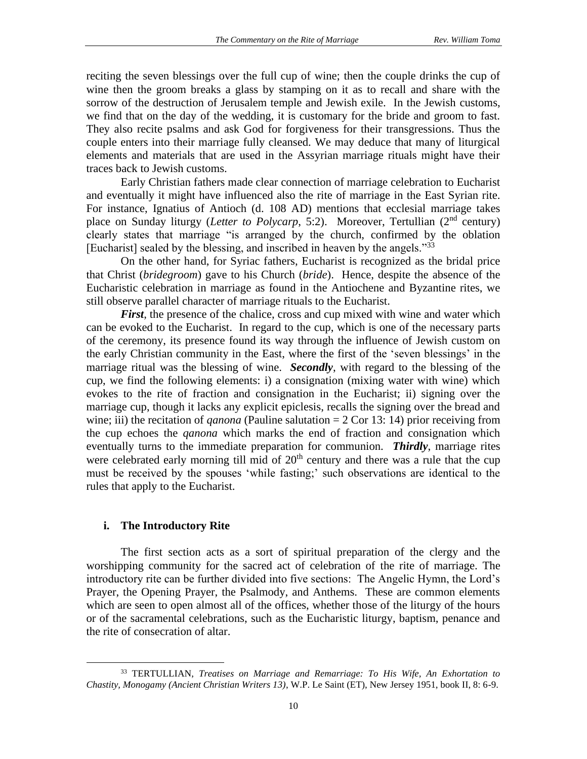reciting the seven blessings over the full cup of wine; then the couple drinks the cup of wine then the groom breaks a glass by stamping on it as to recall and share with the sorrow of the destruction of Jerusalem temple and Jewish exile. In the Jewish customs, we find that on the day of the wedding, it is customary for the bride and groom to fast. They also recite psalms and ask God for forgiveness for their transgressions. Thus the couple enters into their marriage fully cleansed. We may deduce that many of liturgical elements and materials that are used in the Assyrian marriage rituals might have their traces back to Jewish customs.

Early Christian fathers made clear connection of marriage celebration to Eucharist and eventually it might have influenced also the rite of marriage in the East Syrian rite. For instance, Ignatius of Antioch (d. 108 AD) mentions that ecclesial marriage takes place on Sunday liturgy (*Letter to Polycarp*, 5:2). Moreover, Tertullian (2nd century) clearly states that marriage "is arranged by the church, confirmed by the oblation [Eucharist] sealed by the blessing, and inscribed in heaven by the angels."[33]

On the other hand, for Syriac fathers, Eucharist is recognized as the bridal price that Christ (*bridegroom*) gave to his Church (*bride*). Hence, despite the absence of the Eucharistic celebration in marriage as found in the Antiochene and Byzantine rites, we still observe parallel character of marriage rituals to the Eucharist.

***First***, the presence of the chalice, cross and cup mixed with wine and water which can be evoked to the Eucharist. In regard to the cup, which is one of the necessary parts of the ceremony, its presence found its way through the influence of Jewish custom on the early Christian community in the East, where the first of the 'seven blessings' in the marriage ritual was the blessing of wine. ***Secondly***, with regard to the blessing of the cup, we find the following elements: i) a consignation (mixing water with wine) which evokes to the rite of fraction and consignation in the Eucharist; ii) signing over the marriage cup, though it lacks any explicit epiclesis, recalls the signing over the bread and wine; iii) the recitation of *qanona* (Pauline salutation = 2 Cor 13: 14) prior receiving from the cup echoes the *qanona* which marks the end of fraction and consignation which eventually turns to the immediate preparation for communion. ***Thirdly***, marriage rites were celebrated early morning till mid of 20th century and there was a rule that the cup must be received by the spouses 'while fasting;' such observations are identical to the rules that apply to the Eucharist.

### i. The Introductory Rite

The first section acts as a sort of spiritual preparation of the clergy and the worshipping community for the sacred act of celebration of the rite of marriage. The introductory rite can be further divided into five sections: The Angelic Hymn, the Lord's Prayer, the Opening Prayer, the Psalmody, and Anthems. These are common elements which are seen to open almost all of the offices, whether those of the liturgy of the hours or of the sacramental celebrations, such as the Eucharistic liturgy, baptism, penance and the rite of consecration of altar.

[33] TERTULLIAN, *Treatises on Marriage and Remarriage: To His Wife, An Exhortation to Chastity, Monogamy (Ancient Christian Writers 13)*, W.P. Le Saint (ET), New Jersey 1951, book II, 8: 6-9.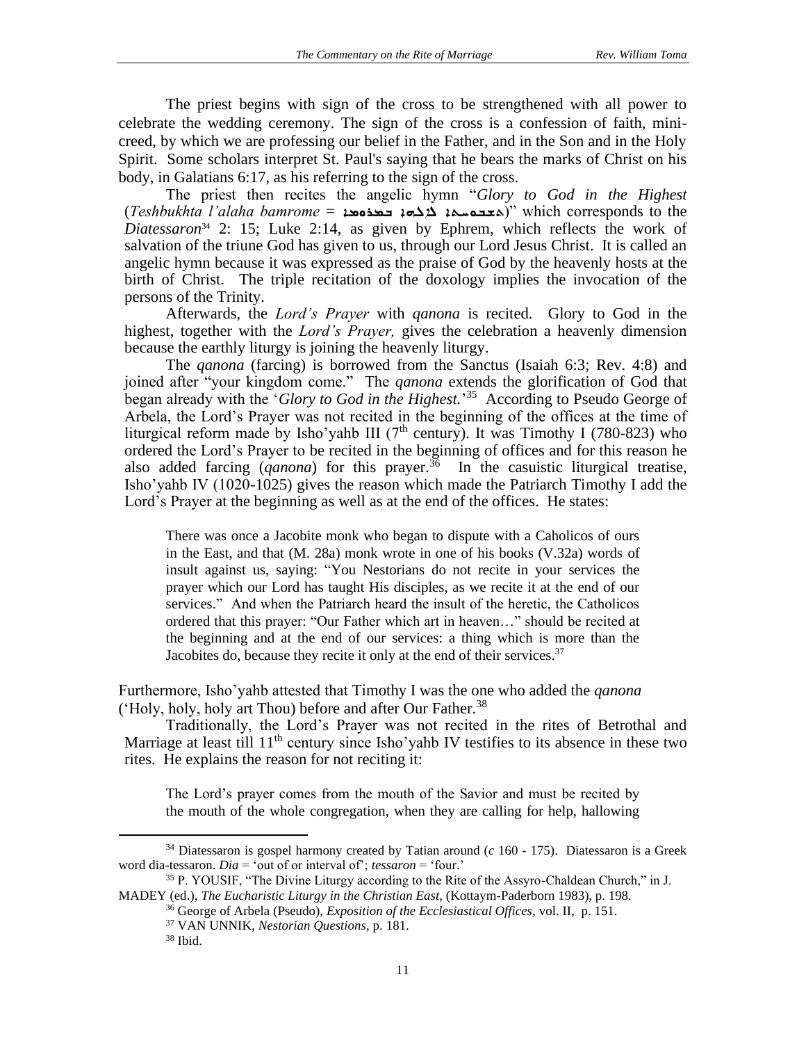The priest begins with sign of the cross to be strengthened with all power to celebrate the wedding ceremony. The sign of the cross is a confession of faith, mini-creed, by which we are professing our belief in the Father, and in the Son and in the Holy Spirit. Some scholars interpret St. Paul's saying that he bears the marks of Christ on his body, in Galatians 6:17, as his referring to the sign of the cross.

The priest then recites the angelic hymn "*Glory to God in the Highest* (*Teshbukhta l'alaha bamrome* = ܬܫܒܘܚܬܐ ܠܐܠܗܐ ܒܡܪ̈ܘܡܐ)" which corresponds to the *Diatessaron*[34] 2: 15; Luke 2:14, as given by Ephrem, which reflects the work of salvation of the triune God has given to us, through our Lord Jesus Christ. It is called an angelic hymn because it was expressed as the praise of God by the heavenly hosts at the birth of Christ. The triple recitation of the doxology implies the invocation of the persons of the Trinity.

Afterwards, the *Lord's Prayer* with *qanona* is recited. Glory to God in the highest, together with the *Lord's Prayer,* gives the celebration a heavenly dimension because the earthly liturgy is joining the heavenly liturgy.

The *qanona* (farcing) is borrowed from the Sanctus (Isaiah 6:3; Rev. 4:8) and joined after "your kingdom come." The *qanona* extends the glorification of God that began already with the '*Glory to God in the Highest.*'[35] According to Pseudo George of Arbela, the Lord's Prayer was not recited in the beginning of the offices at the time of liturgical reform made by Isho'yahb III (7th century). It was Timothy I (780-823) who ordered the Lord's Prayer to be recited in the beginning of offices and for this reason he also added farcing (*qanona*) for this prayer.[36] In the casuistic liturgical treatise, Isho'yahb IV (1020-1025) gives the reason which made the Patriarch Timothy I add the Lord's Prayer at the beginning as well as at the end of the offices. He states:

> There was once a Jacobite monk who began to dispute with a Caholicos of ours in the East, and that (M. 28a) monk wrote in one of his books (V.32a) words of insult against us, saying: "You Nestorians do not recite in your services the prayer which our Lord has taught His disciples, as we recite it at the end of our services." And when the Patriarch heard the insult of the heretic, the Catholicos ordered that this prayer: "Our Father which art in heaven…" should be recited at the beginning and at the end of our services: a thing which is more than the Jacobites do, because they recite it only at the end of their services.[37]

Furthermore, Isho'yahb attested that Timothy I was the one who added the *qanona* ('Holy, holy, holy art Thou) before and after Our Father.[38]

Traditionally, the Lord's Prayer was not recited in the rites of Betrothal and Marriage at least till 11th century since Isho'yahb IV testifies to its absence in these two rites. He explains the reason for not reciting it:

> The Lord's prayer comes from the mouth of the Savior and must be recited by the mouth of the whole congregation, when they are calling for help, hallowing

---

[34] Diatessaron is gospel harmony created by Tatian around (*c* 160 - 175). Diatessaron is a Greek word dia-tessaron. *Dia* = 'out of or interval of'; *tessaron* = 'four.'

[35] P. YOUSIF, "The Divine Liturgy according to the Rite of the Assyro-Chaldean Church," in J. MADEY (ed.), *The Eucharistic Liturgy in the Christian East*, (Kottaym-Paderborn 1983), p. 198.

[36] George of Arbela (Pseudo), *Exposition of the Ecclesiastical Offices*, vol. II, p. 151.

[37] VAN UNNIK, *Nestorian Questions*, p. 181.

[38] Ibid.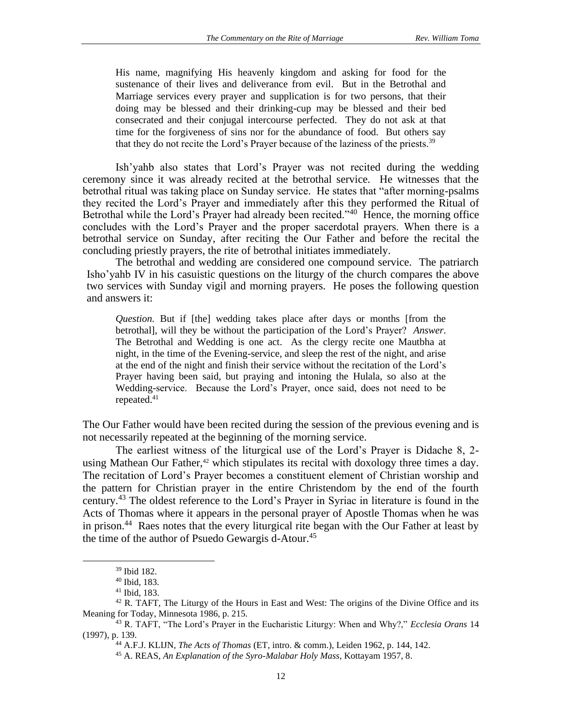> His name, magnifying His heavenly kingdom and asking for food for the sustenance of their lives and deliverance from evil. But in the Betrothal and Marriage services every prayer and supplication is for two persons, that their doing may be blessed and their drinking-cup may be blessed and their bed consecrated and their conjugal intercourse perfected. They do not ask at that time for the forgiveness of sins nor for the abundance of food. But others say that they do not recite the Lord's Prayer because of the laziness of the priests.[39]

Ish'yahb also states that Lord's Prayer was not recited during the wedding ceremony since it was already recited at the betrothal service. He witnesses that the betrothal ritual was taking place on Sunday service. He states that "after morning-psalms they recited the Lord's Prayer and immediately after this they performed the Ritual of Betrothal while the Lord's Prayer had already been recited."[40] Hence, the morning office concludes with the Lord's Prayer and the proper sacerdotal prayers. When there is a betrothal service on Sunday, after reciting the Our Father and before the recital the concluding priestly prayers, the rite of betrothal initiates immediately.

The betrothal and wedding are considered one compound service. The patriarch Isho'yahb IV in his casuistic questions on the liturgy of the church compares the above two services with Sunday vigil and morning prayers. He poses the following question and answers it:

> *Question.* But if [the] wedding takes place after days or months [from the betrothal], will they be without the participation of the Lord's Prayer? *Answer.* The Betrothal and Wedding is one act. As the clergy recite one Mautbha at night, in the time of the Evening-service, and sleep the rest of the night, and arise at the end of the night and finish their service without the recitation of the Lord's Prayer having been said, but praying and intoning the Hulala, so also at the Wedding-service. Because the Lord's Prayer, once said, does not need to be repeated.[41]

The Our Father would have been recited during the session of the previous evening and is not necessarily repeated at the beginning of the morning service.

The earliest witness of the liturgical use of the Lord's Prayer is Didache 8, 2-using Mathean Our Father,[42] which stipulates its recital with doxology three times a day. The recitation of Lord's Prayer becomes a constituent element of Christian worship and the pattern for Christian prayer in the entire Christendom by the end of the fourth century.[43] The oldest reference to the Lord's Prayer in Syriac in literature is found in the Acts of Thomas where it appears in the personal prayer of Apostle Thomas when he was in prison.[44] Raes notes that the every liturgical rite began with the Our Father at least by the time of the author of Psuedo Gewargis d-Atour.[45]

---

[39] Ibid 182.

[40] Ibid, 183.

[41] Ibid, 183.

[42] R. TAFT, The Liturgy of the Hours in East and West: The origins of the Divine Office and its Meaning for Today, Minnesota 1986, p. 215.

[43] R. TAFT, "The Lord's Prayer in the Eucharistic Liturgy: When and Why?," *Ecclesia Orans* 14 (1997), p. 139.

[44] A.F.J. KLIJN, *The Acts of Thomas* (ET, intro. & comm.), Leiden 1962, p. 144, 142.

[45] A. REAS, *An Explanation of the Syro-Malabar Holy Mass*, Kottayam 1957, 8.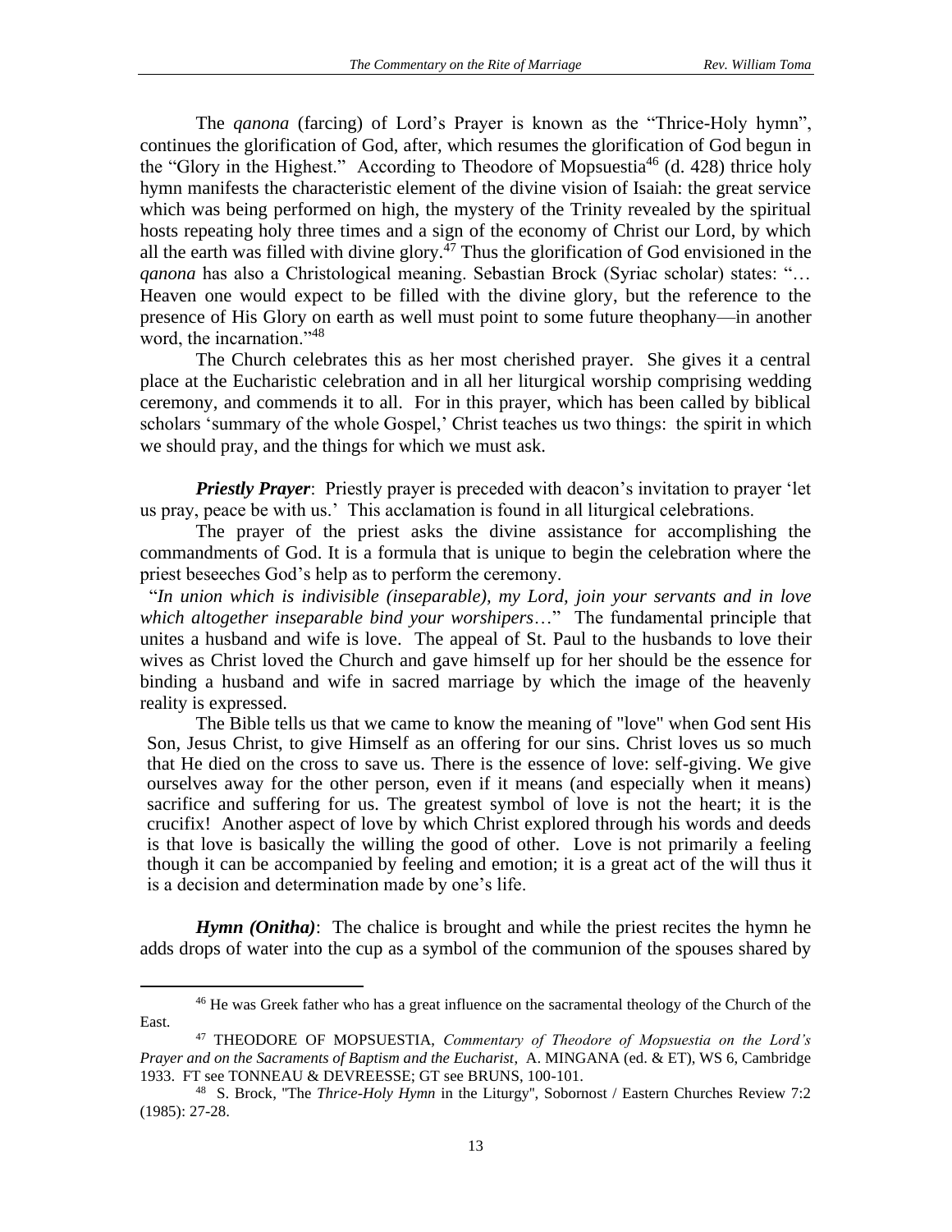The *qanona* (farcing) of Lord's Prayer is known as the "Thrice-Holy hymn", continues the glorification of God, after, which resumes the glorification of God begun in the "Glory in the Highest." According to Theodore of Mopsuestia[46] (d. 428) thrice holy hymn manifests the characteristic element of the divine vision of Isaiah: the great service which was being performed on high, the mystery of the Trinity revealed by the spiritual hosts repeating holy three times and a sign of the economy of Christ our Lord, by which all the earth was filled with divine glory.[47] Thus the glorification of God envisioned in the *qanona* has also a Christological meaning. Sebastian Brock (Syriac scholar) states: "… Heaven one would expect to be filled with the divine glory, but the reference to the presence of His Glory on earth as well must point to some future theophany—in another word, the incarnation."[48]

The Church celebrates this as her most cherished prayer. She gives it a central place at the Eucharistic celebration and in all her liturgical worship comprising wedding ceremony, and commends it to all. For in this prayer, which has been called by biblical scholars 'summary of the whole Gospel,' Christ teaches us two things: the spirit in which we should pray, and the things for which we must ask.

***Priestly Prayer***: Priestly prayer is preceded with deacon's invitation to prayer 'let us pray, peace be with us.' This acclamation is found in all liturgical celebrations.

The prayer of the priest asks the divine assistance for accomplishing the commandments of God. It is a formula that is unique to begin the celebration where the priest beseeches God's help as to perform the ceremony.

"*In union which is indivisible (inseparable), my Lord, join your servants and in love which altogether inseparable bind your worshipers*…" The fundamental principle that unites a husband and wife is love. The appeal of St. Paul to the husbands to love their wives as Christ loved the Church and gave himself up for her should be the essence for binding a husband and wife in sacred marriage by which the image of the heavenly reality is expressed.

The Bible tells us that we came to know the meaning of "love" when God sent His Son, Jesus Christ, to give Himself as an offering for our sins. Christ loves us so much that He died on the cross to save us. There is the essence of love: self-giving. We give ourselves away for the other person, even if it means (and especially when it means) sacrifice and suffering for us. The greatest symbol of love is not the heart; it is the crucifix! Another aspect of love by which Christ explored through his words and deeds is that love is basically the willing the good of other. Love is not primarily a feeling though it can be accompanied by feeling and emotion; it is a great act of the will thus it is a decision and determination made by one's life.

***Hymn (Onitha)***: The chalice is brought and while the priest recites the hymn he adds drops of water into the cup as a symbol of the communion of the spouses shared by

---

[46] He was Greek father who has a great influence on the sacramental theology of the Church of the East.

[47] THEODORE OF MOPSUESTIA, *Commentary of Theodore of Mopsuestia on the Lord's Prayer and on the Sacraments of Baptism and the Eucharist*, A. MINGANA (ed. & ET), WS 6, Cambridge 1933. FT see TONNEAU & DEVREESSE; GT see BRUNS, 100-101.

[48] S. Brock, "The *Thrice-Holy Hymn* in the Liturgy", Sobornost / Eastern Churches Review 7:2 (1985): 27-28.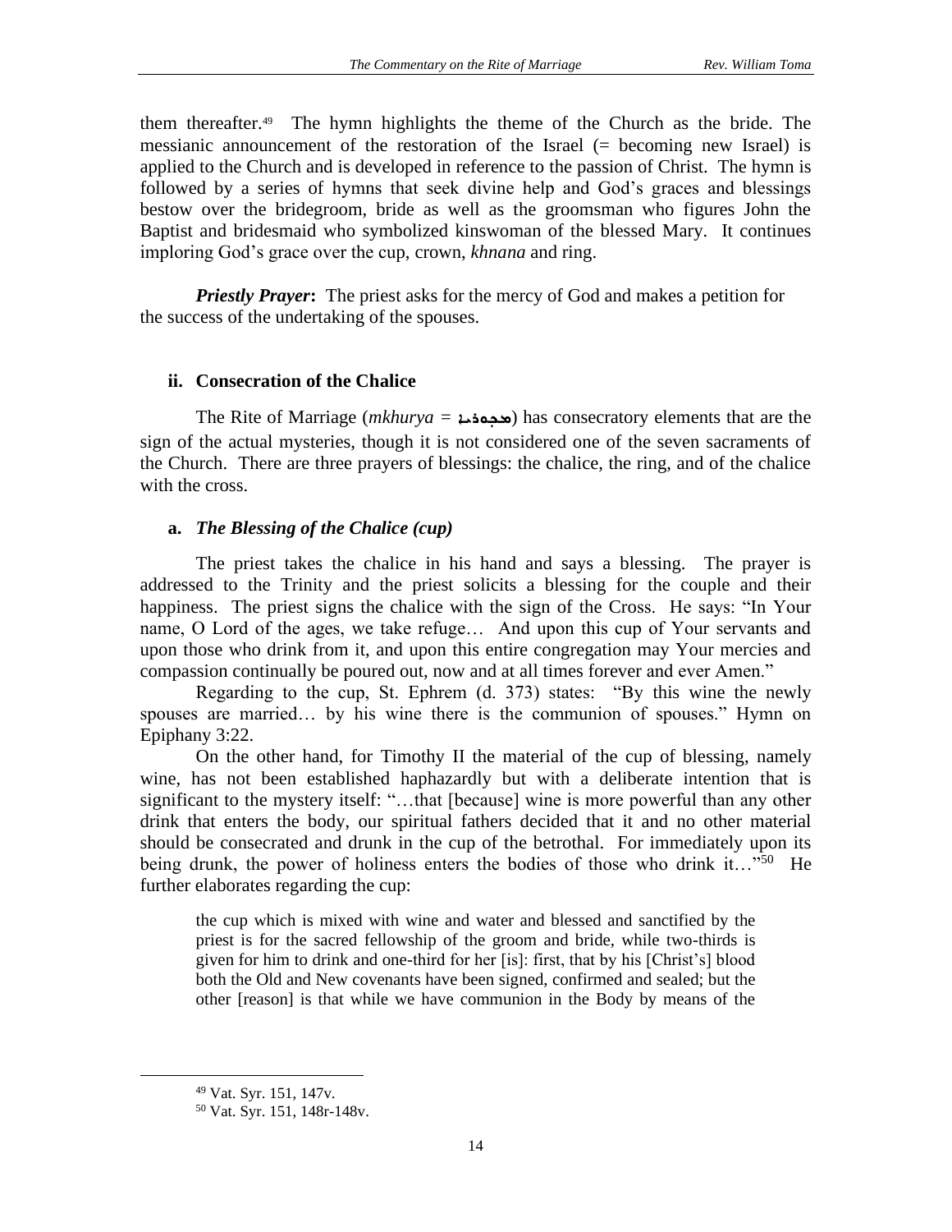them thereafter.[49] The hymn highlights the theme of the Church as the bride. The messianic announcement of the restoration of the Israel (= becoming new Israel) is applied to the Church and is developed in reference to the passion of Christ. The hymn is followed by a series of hymns that seek divine help and God's graces and blessings bestow over the bridegroom, bride as well as the groomsman who figures John the Baptist and bridesmaid who symbolized kinswoman of the blessed Mary. It continues imploring God's grace over the cup, crown, *khnana* and ring.

***Priestly Prayer*:** The priest asks for the mercy of God and makes a petition for the success of the undertaking of the spouses.

### ii. Consecration of the Chalice

The Rite of Marriage (*mkhurya* = ܡܟܘܪܝܐ) has consecratory elements that are the sign of the actual mysteries, though it is not considered one of the seven sacraments of the Church. There are three prayers of blessings: the chalice, the ring, and of the chalice with the cross.

#### a. *The Blessing of the Chalice (cup)*

The priest takes the chalice in his hand and says a blessing. The prayer is addressed to the Trinity and the priest solicits a blessing for the couple and their happiness. The priest signs the chalice with the sign of the Cross. He says: "In Your name, O Lord of the ages, we take refuge… And upon this cup of Your servants and upon those who drink from it, and upon this entire congregation may Your mercies and compassion continually be poured out, now and at all times forever and ever Amen."

Regarding to the cup, St. Ephrem (d. 373) states: "By this wine the newly spouses are married… by his wine there is the communion of spouses." Hymn on Epiphany 3:22.

On the other hand, for Timothy II the material of the cup of blessing, namely wine, has not been established haphazardly but with a deliberate intention that is significant to the mystery itself: "…that [because] wine is more powerful than any other drink that enters the body, our spiritual fathers decided that it and no other material should be consecrated and drunk in the cup of the betrothal. For immediately upon its being drunk, the power of holiness enters the bodies of those who drink it…"[50] He further elaborates regarding the cup:

> the cup which is mixed with wine and water and blessed and sanctified by the priest is for the sacred fellowship of the groom and bride, while two-thirds is given for him to drink and one-third for her [is]: first, that by his [Christ's] blood both the Old and New covenants have been signed, confirmed and sealed; but the other [reason] is that while we have communion in the Body by means of the

---

[49] Vat. Syr. 151, 147v.

[50] Vat. Syr. 151, 148r-148v.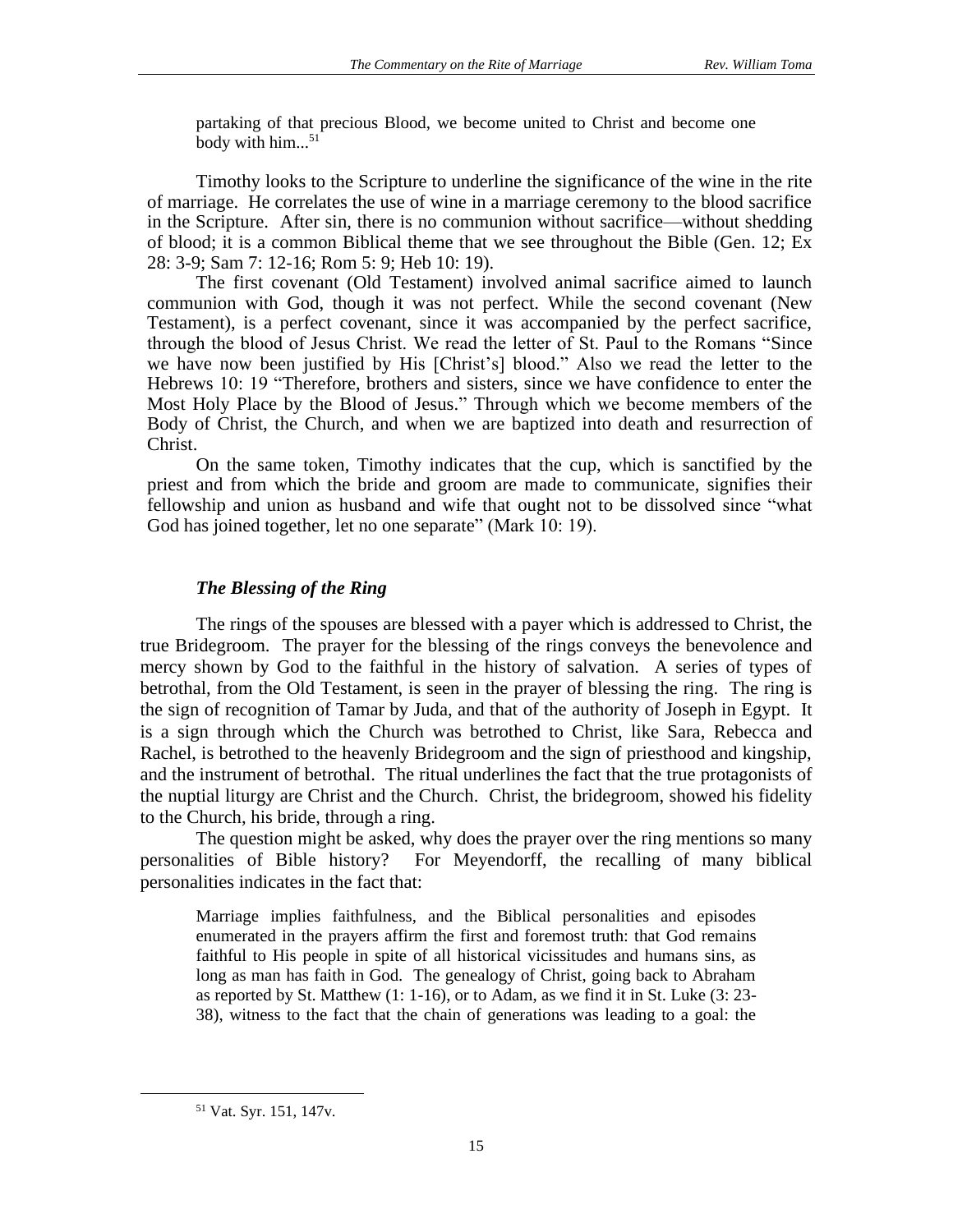> partaking of that precious Blood, we become united to Christ and become one body with him...[51]

Timothy looks to the Scripture to underline the significance of the wine in the rite of marriage. He correlates the use of wine in a marriage ceremony to the blood sacrifice in the Scripture. After sin, there is no communion without sacrifice—without shedding of blood; it is a common Biblical theme that we see throughout the Bible (Gen. 12; Ex 28: 3-9; Sam 7: 12-16; Rom 5: 9; Heb 10: 19).

The first covenant (Old Testament) involved animal sacrifice aimed to launch communion with God, though it was not perfect. While the second covenant (New Testament), is a perfect covenant, since it was accompanied by the perfect sacrifice, through the blood of Jesus Christ. We read the letter of St. Paul to the Romans "Since we have now been justified by His [Christ's] blood." Also we read the letter to the Hebrews 10: 19 "Therefore, brothers and sisters, since we have confidence to enter the Most Holy Place by the Blood of Jesus." Through which we become members of the Body of Christ, the Church, and when we are baptized into death and resurrection of Christ.

On the same token, Timothy indicates that the cup, which is sanctified by the priest and from which the bride and groom are made to communicate, signifies their fellowship and union as husband and wife that ought not to be dissolved since "what God has joined together, let no one separate" (Mark 10: 19).

### *The Blessing of the Ring*

The rings of the spouses are blessed with a payer which is addressed to Christ, the true Bridegroom. The prayer for the blessing of the rings conveys the benevolence and mercy shown by God to the faithful in the history of salvation. A series of types of betrothal, from the Old Testament, is seen in the prayer of blessing the ring. The ring is the sign of recognition of Tamar by Juda, and that of the authority of Joseph in Egypt. It is a sign through which the Church was betrothed to Christ, like Sara, Rebecca and Rachel, is betrothed to the heavenly Bridegroom and the sign of priesthood and kingship, and the instrument of betrothal. The ritual underlines the fact that the true protagonists of the nuptial liturgy are Christ and the Church. Christ, the bridegroom, showed his fidelity to the Church, his bride, through a ring.

The question might be asked, why does the prayer over the ring mentions so many personalities of Bible history? For Meyendorff, the recalling of many biblical personalities indicates in the fact that:

> Marriage implies faithfulness, and the Biblical personalities and episodes enumerated in the prayers affirm the first and foremost truth: that God remains faithful to His people in spite of all historical vicissitudes and humans sins, as long as man has faith in God. The genealogy of Christ, going back to Abraham as reported by St. Matthew (1: 1-16), or to Adam, as we find it in St. Luke (3: 23-38), witness to the fact that the chain of generations was leading to a goal: the

[51] Vat. Syr. 151, 147v.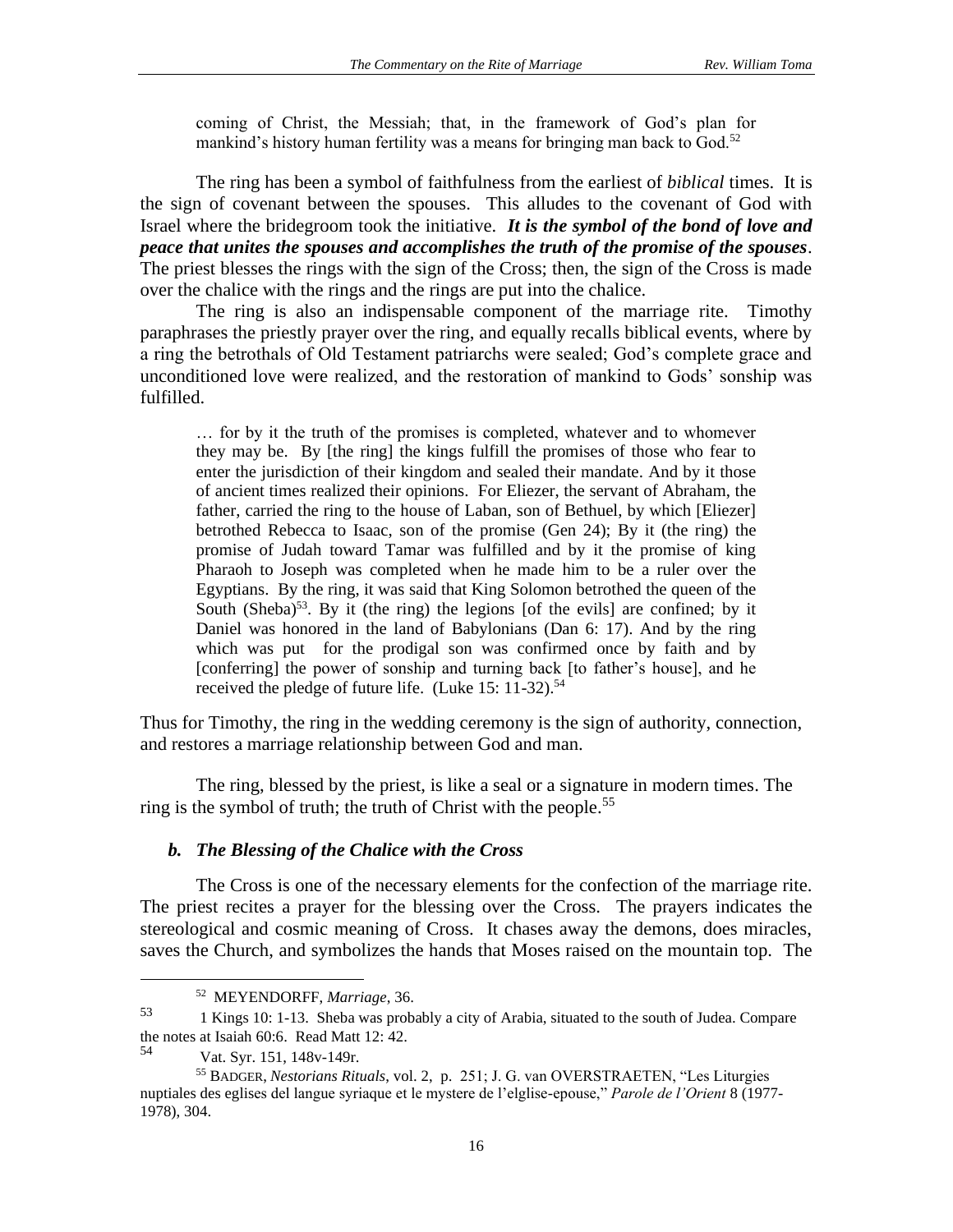> coming of Christ, the Messiah; that, in the framework of God's plan for mankind's history human fertility was a means for bringing man back to God.[52]

The ring has been a symbol of faithfulness from the earliest of *biblical* times. It is the sign of covenant between the spouses. This alludes to the covenant of God with Israel where the bridegroom took the initiative. ***It is the symbol of the bond of love and peace that unites the spouses and accomplishes the truth of the promise of the spouses***. The priest blesses the rings with the sign of the Cross; then, the sign of the Cross is made over the chalice with the rings and the rings are put into the chalice.

The ring is also an indispensable component of the marriage rite. Timothy paraphrases the priestly prayer over the ring, and equally recalls biblical events, where by a ring the betrothals of Old Testament patriarchs were sealed; God's complete grace and unconditioned love were realized, and the restoration of mankind to Gods' sonship was fulfilled.

> … for by it the truth of the promises is completed, whatever and to whomever they may be. By [the ring] the kings fulfill the promises of those who fear to enter the jurisdiction of their kingdom and sealed their mandate. And by it those of ancient times realized their opinions. For Eliezer, the servant of Abraham, the father, carried the ring to the house of Laban, son of Bethuel, by which [Eliezer] betrothed Rebecca to Isaac, son of the promise (Gen 24); By it (the ring) the promise of Judah toward Tamar was fulfilled and by it the promise of king Pharaoh to Joseph was completed when he made him to be a ruler over the Egyptians. By the ring, it was said that King Solomon betrothed the queen of the South (Sheba)[53]. By it (the ring) the legions [of the evils] are confined; by it Daniel was honored in the land of Babylonians (Dan 6: 17). And by the ring which was put for the prodigal son was confirmed once by faith and by [conferring] the power of sonship and turning back [to father's house], and he received the pledge of future life. (Luke 15: 11-32).[54]

Thus for Timothy, the ring in the wedding ceremony is the sign of authority, connection, and restores a marriage relationship between God and man.

The ring, blessed by the priest, is like a seal or a signature in modern times. The ring is the symbol of truth; the truth of Christ with the people.[55]

### *b. The Blessing of the Chalice with the Cross*

The Cross is one of the necessary elements for the confection of the marriage rite. The priest recites a prayer for the blessing over the Cross. The prayers indicates the stereological and cosmic meaning of Cross. It chases away the demons, does miracles, saves the Church, and symbolizes the hands that Moses raised on the mountain top. The

---

[52] MEYENDORFF, *Marriage*, 36.

[53] 1 Kings 10: 1-13. Sheba was probably a city of Arabia, situated to the south of Judea. Compare the notes at Isaiah 60:6. Read Matt 12: 42.

[54] Vat. Syr. 151, 148v-149r.

[55] BADGER, *Nestorians Rituals*, vol. 2, p. 251; J. G. van OVERSTRAETEN, "Les Liturgies nuptiales des eglises del langue syriaque et le mystere de l'elglise-epouse," *Parole de l'Orient* 8 (1977-1978), 304.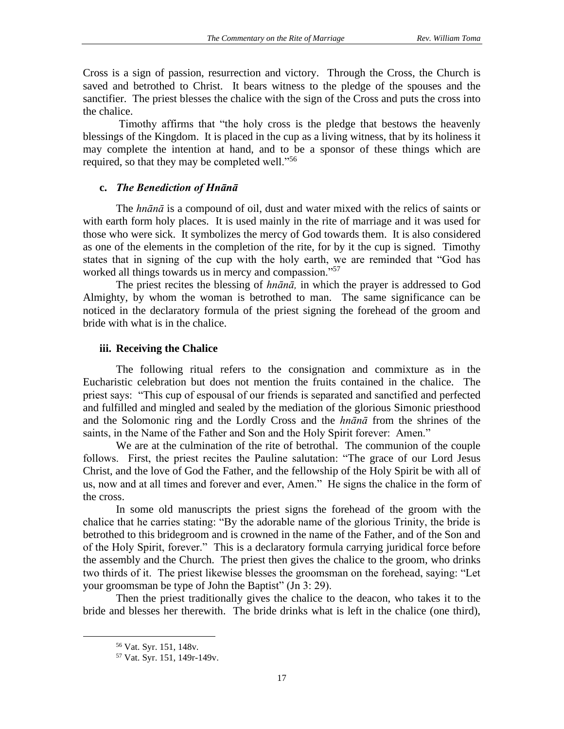Cross is a sign of passion, resurrection and victory. Through the Cross, the Church is saved and betrothed to Christ. It bears witness to the pledge of the spouses and the sanctifier. The priest blesses the chalice with the sign of the Cross and puts the cross into the chalice.

Timothy affirms that "the holy cross is the pledge that bestows the heavenly blessings of the Kingdom. It is placed in the cup as a living witness, that by its holiness it may complete the intention at hand, and to be a sponsor of these things which are required, so that they may be completed well."[56]

### c. *The Benediction of Hnānā*

The *hnānā* is a compound of oil, dust and water mixed with the relics of saints or with earth form holy places. It is used mainly in the rite of marriage and it was used for those who were sick. It symbolizes the mercy of God towards them. It is also considered as one of the elements in the completion of the rite, for by it the cup is signed. Timothy states that in signing of the cup with the holy earth, we are reminded that "God has worked all things towards us in mercy and compassion."[57]

The priest recites the blessing of *hnānā,* in which the prayer is addressed to God Almighty, by whom the woman is betrothed to man. The same significance can be noticed in the declaratory formula of the priest signing the forehead of the groom and bride with what is in the chalice.

### iii. Receiving the Chalice

The following ritual refers to the consignation and commixture as in the Eucharistic celebration but does not mention the fruits contained in the chalice. The priest says: "This cup of espousal of our friends is separated and sanctified and perfected and fulfilled and mingled and sealed by the mediation of the glorious Simonic priesthood and the Solomonic ring and the Lordly Cross and the *hnānā* from the shrines of the saints, in the Name of the Father and Son and the Holy Spirit forever: Amen."

We are at the culmination of the rite of betrothal. The communion of the couple follows. First, the priest recites the Pauline salutation: "The grace of our Lord Jesus Christ, and the love of God the Father, and the fellowship of the Holy Spirit be with all of us, now and at all times and forever and ever, Amen." He signs the chalice in the form of the cross.

In some old manuscripts the priest signs the forehead of the groom with the chalice that he carries stating: "By the adorable name of the glorious Trinity, the bride is betrothed to this bridegroom and is crowned in the name of the Father, and of the Son and of the Holy Spirit, forever." This is a declaratory formula carrying juridical force before the assembly and the Church. The priest then gives the chalice to the groom, who drinks two thirds of it. The priest likewise blesses the groomsman on the forehead, saying: "Let your groomsman be type of John the Baptist" (Jn 3: 29).

Then the priest traditionally gives the chalice to the deacon, who takes it to the bride and blesses her therewith. The bride drinks what is left in the chalice (one third),

---

[56] Vat. Syr. 151, 148v.

[57] Vat. Syr. 151, 149r-149v.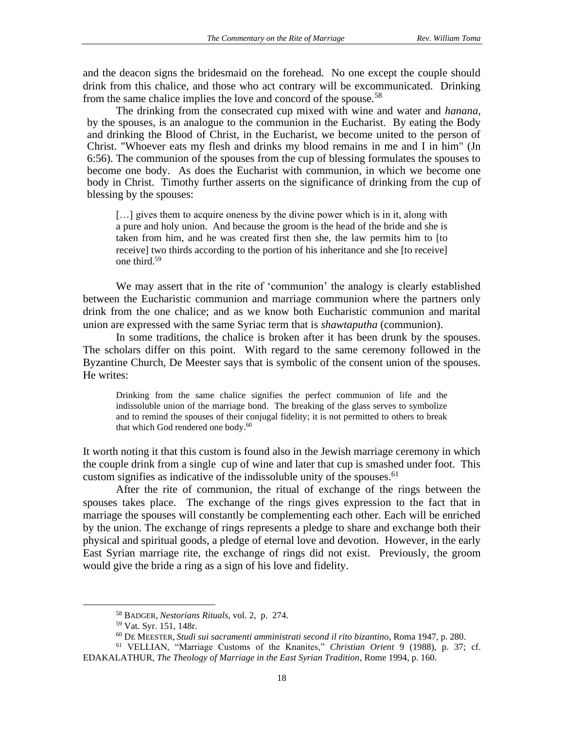and the deacon signs the bridesmaid on the forehead. No one except the couple should drink from this chalice, and those who act contrary will be excommunicated. Drinking from the same chalice implies the love and concord of the spouse.[58]

The drinking from the consecrated cup mixed with wine and water and *hanana*, by the spouses, is an analogue to the communion in the Eucharist. By eating the Body and drinking the Blood of Christ, in the Eucharist, we become united to the person of Christ. "Whoever eats my flesh and drinks my blood remains in me and I in him" (Jn 6:56). The communion of the spouses from the cup of blessing formulates the spouses to become one body. As does the Eucharist with communion, in which we become one body in Christ. Timothy further asserts on the significance of drinking from the cup of blessing by the spouses:

> […] gives them to acquire oneness by the divine power which is in it, along with a pure and holy union. And because the groom is the head of the bride and she is taken from him, and he was created first then she, the law permits him to [to receive] two thirds according to the portion of his inheritance and she [to receive] one third.[59]

We may assert that in the rite of 'communion' the analogy is clearly established between the Eucharistic communion and marriage communion where the partners only drink from the one chalice; and as we know both Eucharistic communion and marital union are expressed with the same Syriac term that is *shawtaputha* (communion).

In some traditions, the chalice is broken after it has been drunk by the spouses. The scholars differ on this point. With regard to the same ceremony followed in the Byzantine Church, De Meester says that is symbolic of the consent union of the spouses. He writes:

> Drinking from the same chalice signifies the perfect communion of life and the indissoluble union of the marriage bond. The breaking of the glass serves to symbolize and to remind the spouses of their conjugal fidelity; it is not permitted to others to break that which God rendered one body.[60]

It worth noting it that this custom is found also in the Jewish marriage ceremony in which the couple drink from a single cup of wine and later that cup is smashed under foot. This custom signifies as indicative of the indissoluble unity of the spouses.[61]

After the rite of communion, the ritual of exchange of the rings between the spouses takes place. The exchange of the rings gives expression to the fact that in marriage the spouses will constantly be complementing each other. Each will be enriched by the union. The exchange of rings represents a pledge to share and exchange both their physical and spiritual goods, a pledge of eternal love and devotion. However, in the early East Syrian marriage rite, the exchange of rings did not exist. Previously, the groom would give the bride a ring as a sign of his love and fidelity.

---

[58] BADGER, *Nestorians Rituals*, vol. 2, p. 274.

[59] Vat. Syr. 151, 148r.

[60] DE MEESTER, *Studi sui sacramenti amministrati second il rito bizantino*, Roma 1947, p. 280.

[61] VELLIAN, "Marriage Customs of the Knanites," *Christian Orient* 9 (1988), p. 37; cf. EDAKALATHUR, *The Theology of Marriage in the East Syrian Tradition*, Rome 1994, p. 160.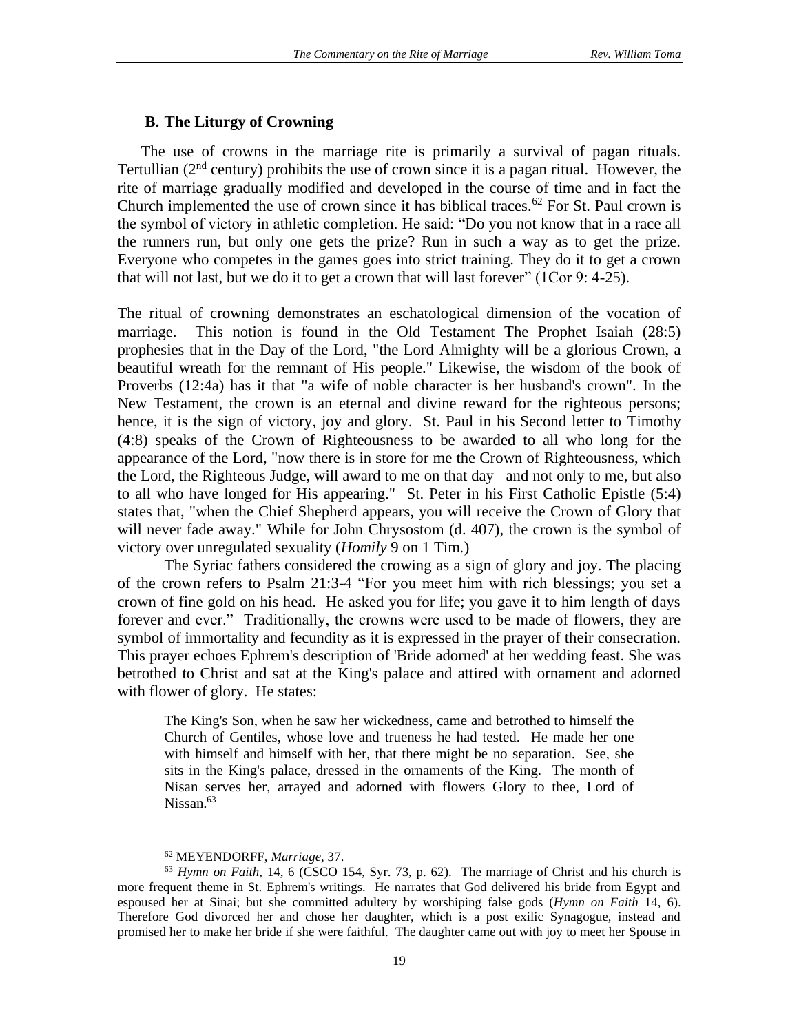### B. The Liturgy of Crowning

The use of crowns in the marriage rite is primarily a survival of pagan rituals. Tertullian (2nd century) prohibits the use of crown since it is a pagan ritual. However, the rite of marriage gradually modified and developed in the course of time and in fact the Church implemented the use of crown since it has biblical traces.[62] For St. Paul crown is the symbol of victory in athletic completion. He said: "Do you not know that in a race all the runners run, but only one gets the prize? Run in such a way as to get the prize. Everyone who competes in the games goes into strict training. They do it to get a crown that will not last, but we do it to get a crown that will last forever" (1Cor 9: 4-25).

The ritual of crowning demonstrates an eschatological dimension of the vocation of marriage. This notion is found in the Old Testament The Prophet Isaiah (28:5) prophesies that in the Day of the Lord, "the Lord Almighty will be a glorious Crown, a beautiful wreath for the remnant of His people." Likewise, the wisdom of the book of Proverbs (12:4a) has it that "a wife of noble character is her husband's crown". In the New Testament, the crown is an eternal and divine reward for the righteous persons; hence, it is the sign of victory, joy and glory. St. Paul in his Second letter to Timothy (4:8) speaks of the Crown of Righteousness to be awarded to all who long for the appearance of the Lord, "now there is in store for me the Crown of Righteousness, which the Lord, the Righteous Judge, will award to me on that day –and not only to me, but also to all who have longed for His appearing." St. Peter in his First Catholic Epistle (5:4) states that, "when the Chief Shepherd appears, you will receive the Crown of Glory that will never fade away." While for John Chrysostom (d. 407), the crown is the symbol of victory over unregulated sexuality (*Homily* 9 on 1 Tim.)

The Syriac fathers considered the crowing as a sign of glory and joy. The placing of the crown refers to Psalm 21:3-4 "For you meet him with rich blessings; you set a crown of fine gold on his head. He asked you for life; you gave it to him length of days forever and ever." Traditionally, the crowns were used to be made of flowers, they are symbol of immortality and fecundity as it is expressed in the prayer of their consecration. This prayer echoes Ephrem's description of 'Bride adorned' at her wedding feast. She was betrothed to Christ and sat at the King's palace and attired with ornament and adorned with flower of glory. He states:

> The King's Son, when he saw her wickedness, came and betrothed to himself the Church of Gentiles, whose love and trueness he had tested. He made her one with himself and himself with her, that there might be no separation. See, she sits in the King's palace, dressed in the ornaments of the King. The month of Nisan serves her, arrayed and adorned with flowers Glory to thee, Lord of Nissan.[63]

---

[62] MEYENDORFF, *Marriage*, 37.

[63] *Hymn on Faith*, 14, 6 (CSCO 154, Syr. 73, p. 62). The marriage of Christ and his church is more frequent theme in St. Ephrem's writings. He narrates that God delivered his bride from Egypt and espoused her at Sinai; but she committed adultery by worshiping false gods (*Hymn on Faith* 14, 6). Therefore God divorced her and chose her daughter, which is a post exilic Synagogue, instead and promised her to make her bride if she were faithful. The daughter came out with joy to meet her Spouse in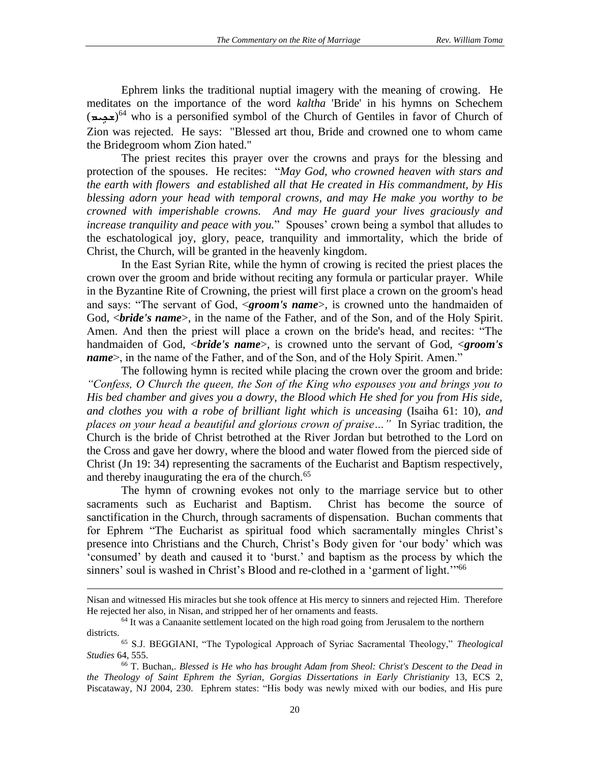Ephrem links the traditional nuptial imagery with the meaning of crowing. He meditates on the importance of the word *kaltha* 'Bride' in his hymns on Schechem (ܫܟܝܡ)[64] who is a personified symbol of the Church of Gentiles in favor of Church of Zion was rejected. He says: "Blessed art thou, Bride and crowned one to whom came the Bridegroom whom Zion hated."

The priest recites this prayer over the crowns and prays for the blessing and protection of the spouses. He recites: "*May God, who crowned heaven with stars and the earth with flowers and established all that He created in His commandment, by His blessing adorn your head with temporal crowns, and may He make you worthy to be crowned with imperishable crowns. And may He guard your lives graciously and increase tranquility and peace with you.*" Spouses' crown being a symbol that alludes to the eschatological joy, glory, peace, tranquility and immortality, which the bride of Christ, the Church, will be granted in the heavenly kingdom.

In the East Syrian Rite, while the hymn of crowing is recited the priest places the crown over the groom and bride without reciting any formula or particular prayer. While in the Byzantine Rite of Crowning, the priest will first place a crown on the groom's head and says: "The servant of God, <***groom's name***>, is crowned unto the handmaiden of God, <***bride's name***>, in the name of the Father, and of the Son, and of the Holy Spirit. Amen. And then the priest will place a crown on the bride's head, and recites: "The handmaiden of God, <***bride's name***>, is crowned unto the servant of God, <***groom's name***>, in the name of the Father, and of the Son, and of the Holy Spirit. Amen."

The following hymn is recited while placing the crown over the groom and bride: *"Confess, O Church the queen, the Son of the King who espouses you and brings you to His bed chamber and gives you a dowry, the Blood which He shed for you from His side, and clothes you with a robe of brilliant light which is unceasing* (Isaiha 61: 10), *and places on your head a beautiful and glorious crown of praise…"* In Syriac tradition, the Church is the bride of Christ betrothed at the River Jordan but betrothed to the Lord on the Cross and gave her dowry, where the blood and water flowed from the pierced side of Christ (Jn 19: 34) representing the sacraments of the Eucharist and Baptism respectively, and thereby inaugurating the era of the church.[65]

The hymn of crowning evokes not only to the marriage service but to other sacraments such as Eucharist and Baptism. Christ has become the source of sanctification in the Church, through sacraments of dispensation. Buchan comments that for Ephrem "The Eucharist as spiritual food which sacramentally mingles Christ's presence into Christians and the Church, Christ's Body given for 'our body' which was 'consumed' by death and caused it to 'burst.' and baptism as the process by which the sinners' soul is washed in Christ's Blood and re-clothed in a 'garment of light.'"[66]

---

Nisan and witnessed His miracles but she took offence at His mercy to sinners and rejected Him. Therefore He rejected her also, in Nisan, and stripped her of her ornaments and feasts.

[64] It was a Canaanite settlement located on the high road going from Jerusalem to the northern districts.

[65] S.J. BEGGIANI, "The Typological Approach of Syriac Sacramental Theology," *Theological Studies* 64, 555.

[66] T. Buchan,. *Blessed is He who has brought Adam from Sheol: Christ's Descent to the Dead in the Theology of Saint Ephrem the Syrian, Gorgias Dissertations in Early Christianity* 13, ECS 2, Piscataway, NJ 2004, 230. Ephrem states: "His body was newly mixed with our bodies, and His pure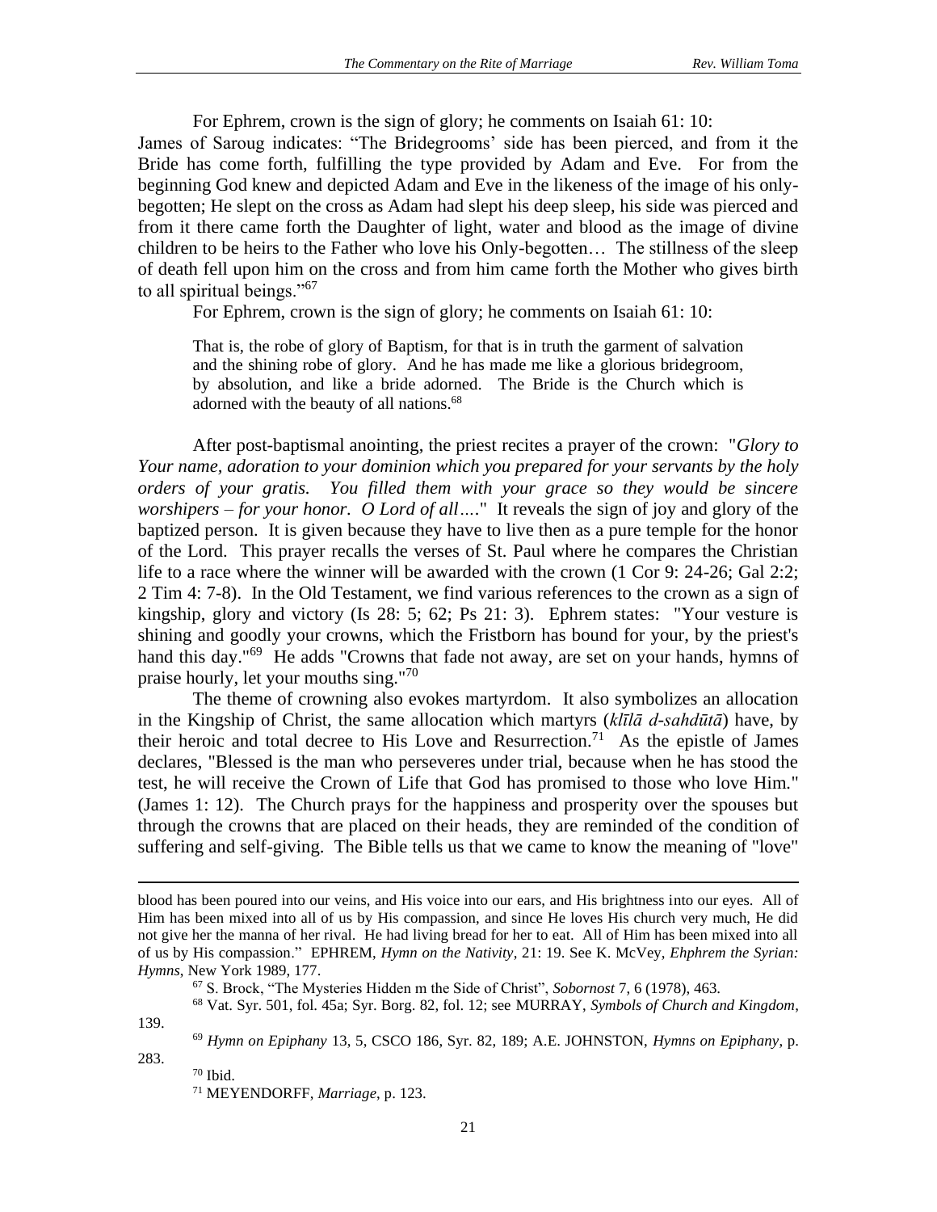For Ephrem, crown is the sign of glory; he comments on Isaiah 61: 10:
James of Saroug indicates: "The Bridegrooms' side has been pierced, and from it the Bride has come forth, fulfilling the type provided by Adam and Eve. For from the beginning God knew and depicted Adam and Eve in the likeness of the image of his only-begotten; He slept on the cross as Adam had slept his deep sleep, his side was pierced and from it there came forth the Daughter of light, water and blood as the image of divine children to be heirs to the Father who love his Only-begotten… The stillness of the sleep of death fell upon him on the cross and from him came forth the Mother who gives birth to all spiritual beings."[67]

For Ephrem, crown is the sign of glory; he comments on Isaiah 61: 10:

> That is, the robe of glory of Baptism, for that is in truth the garment of salvation and the shining robe of glory. And he has made me like a glorious bridegroom, by absolution, and like a bride adorned. The Bride is the Church which is adorned with the beauty of all nations.[68]

After post-baptismal anointing, the priest recites a prayer of the crown: "*Glory to Your name, adoration to your dominion which you prepared for your servants by the holy orders of your gratis. You filled them with your grace so they would be sincere worshipers – for your honor. O Lord of all…*." It reveals the sign of joy and glory of the baptized person. It is given because they have to live then as a pure temple for the honor of the Lord. This prayer recalls the verses of St. Paul where he compares the Christian life to a race where the winner will be awarded with the crown (1 Cor 9: 24-26; Gal 2:2; 2 Tim 4: 7-8). In the Old Testament, we find various references to the crown as a sign of kingship, glory and victory (Is 28: 5; 62; Ps 21: 3). Ephrem states: "Your vesture is shining and goodly your crowns, which the Fristborn has bound for your, by the priest's hand this day."[69] He adds "Crowns that fade not away, are set on your hands, hymns of praise hourly, let your mouths sing."[70]

The theme of crowning also evokes martyrdom. It also symbolizes an allocation in the Kingship of Christ, the same allocation which martyrs (*klīlā d-sahdūtā*) have, by their heroic and total decree to His Love and Resurrection.[71] As the epistle of James declares, "Blessed is the man who perseveres under trial, because when he has stood the test, he will receive the Crown of Life that God has promised to those who love Him." (James 1: 12). The Church prays for the happiness and prosperity over the spouses but through the crowns that are placed on their heads, they are reminded of the condition of suffering and self-giving. The Bible tells us that we came to know the meaning of "love"

---

blood has been poured into our veins, and His voice into our ears, and His brightness into our eyes. All of Him has been mixed into all of us by His compassion, and since He loves His church very much, He did not give her the manna of her rival. He had living bread for her to eat. All of Him has been mixed into all of us by His compassion." EPHREM, *Hymn on the Nativity*, 21: 19. See K. McVey, *Ehphrem the Syrian: Hymns*, New York 1989, 177.

[67] S. Brock, "The Mysteries Hidden m the Side of Christ", *Sobornost* 7, 6 (1978), 463.

[68] Vat. Syr. 501, fol. 45a; Syr. Borg. 82, fol. 12; see MURRAY, *Symbols of Church and Kingdom*, 139.

[69] *Hymn on Epiphany* 13, 5, CSCO 186, Syr. 82, 189; A.E. JOHNSTON, *Hymns on Epiphany*, p. 283.

[70] Ibid.

[71] MEYENDORFF, *Marriage*, p. 123.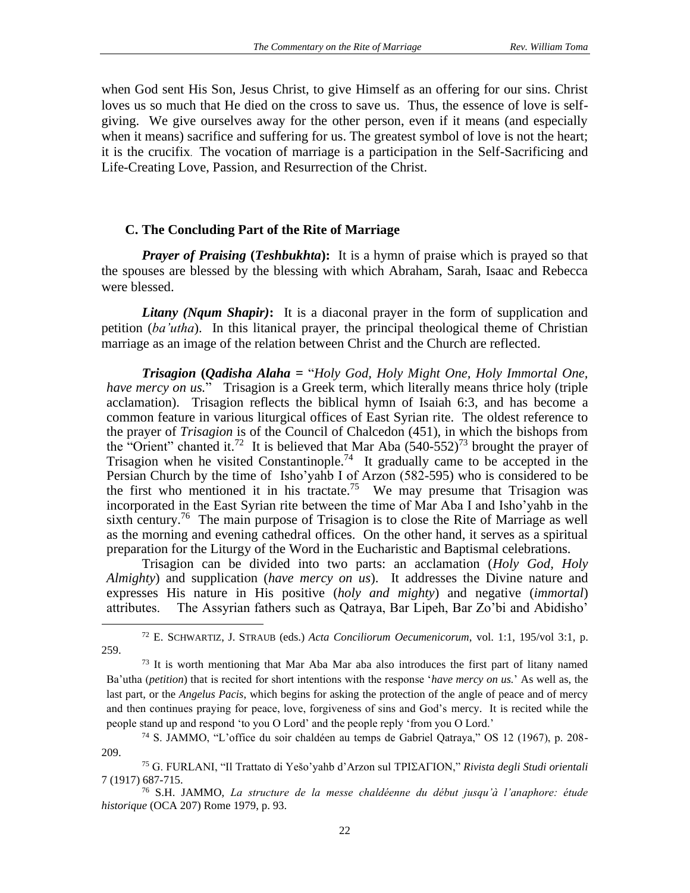when God sent His Son, Jesus Christ, to give Himself as an offering for our sins. Christ loves us so much that He died on the cross to save us. Thus, the essence of love is self-giving. We give ourselves away for the other person, even if it means (and especially when it means) sacrifice and suffering for us. The greatest symbol of love is not the heart; it is the crucifix. The vocation of marriage is a participation in the Self-Sacrificing and Life-Creating Love, Passion, and Resurrection of the Christ.

### C. The Concluding Part of the Rite of Marriage

***Prayer of Praising* (*Teshbukhta*):** It is a hymn of praise which is prayed so that the spouses are blessed by the blessing with which Abraham, Sarah, Isaac and Rebecca were blessed.

***Litany (Nqum Shapir)*:** It is a diaconal prayer in the form of supplication and petition (*ba'utha*). In this litanical prayer, the principal theological theme of Christian marriage as an image of the relation between Christ and the Church are reflected.

***Trisagion* (*Qadisha Alaha* =** "*Holy God, Holy Might One, Holy Immortal One, have mercy on us.*" Trisagion is a Greek term, which literally means thrice holy (triple acclamation). Trisagion reflects the biblical hymn of Isaiah 6:3, and has become a common feature in various liturgical offices of East Syrian rite. The oldest reference to the prayer of *Trisagion* is of the Council of Chalcedon (451), in which the bishops from the "Orient" chanted it.[72] It is believed that Mar Aba (540-552)[73] brought the prayer of Trisagion when he visited Constantinople.[74] It gradually came to be accepted in the Persian Church by the time of Isho'yahb I of Arzon (582-595) who is considered to be the first who mentioned it in his tractate.[75] We may presume that Trisagion was incorporated in the East Syrian rite between the time of Mar Aba I and Isho'yahb in the sixth century.[76] The main purpose of Trisagion is to close the Rite of Marriage as well as the morning and evening cathedral offices. On the other hand, it serves as a spiritual preparation for the Liturgy of the Word in the Eucharistic and Baptismal celebrations.

Trisagion can be divided into two parts: an acclamation (*Holy God, Holy Almighty*) and supplication (*have mercy on us*). It addresses the Divine nature and expresses His nature in His positive (*holy and mighty*) and negative (*immortal*) attributes. The Assyrian fathers such as Qatraya, Bar Lipeh, Bar Zo'bi and Abidisho'

---

[72] E. SCHWARTIZ, J. STRAUB (eds.) *Acta Conciliorum Oecumenicorum*, vol. 1:1, 195/vol 3:1, p. 259.

[73] It is worth mentioning that Mar Aba Mar aba also introduces the first part of litany named Ba'utha (*petition*) that is recited for short intentions with the response '*have mercy on us.*' As well as, the last part, or the *Angelus Pacis*, which begins for asking the protection of the angle of peace and of mercy and then continues praying for peace, love, forgiveness of sins and God's mercy. It is recited while the people stand up and respond 'to you O Lord' and the people reply 'from you O Lord.'

[74] S. JAMMO, "L'office du soir chaldéen au temps de Gabriel Qatraya," OS 12 (1967), p. 208-209.

[75] G. FURLANI, "Il Trattato di Yešo'yahb d'Arzon sul ΤΡΙΣΑΓΙΟΝ," *Rivista degli Studi orientali* 7 (1917) 687-715.

[76] S.H. JAMMO, *La structure de la messe chaldéenne du début jusqu'à l'anaphore: étude historique* (OCA 207) Rome 1979, p. 93.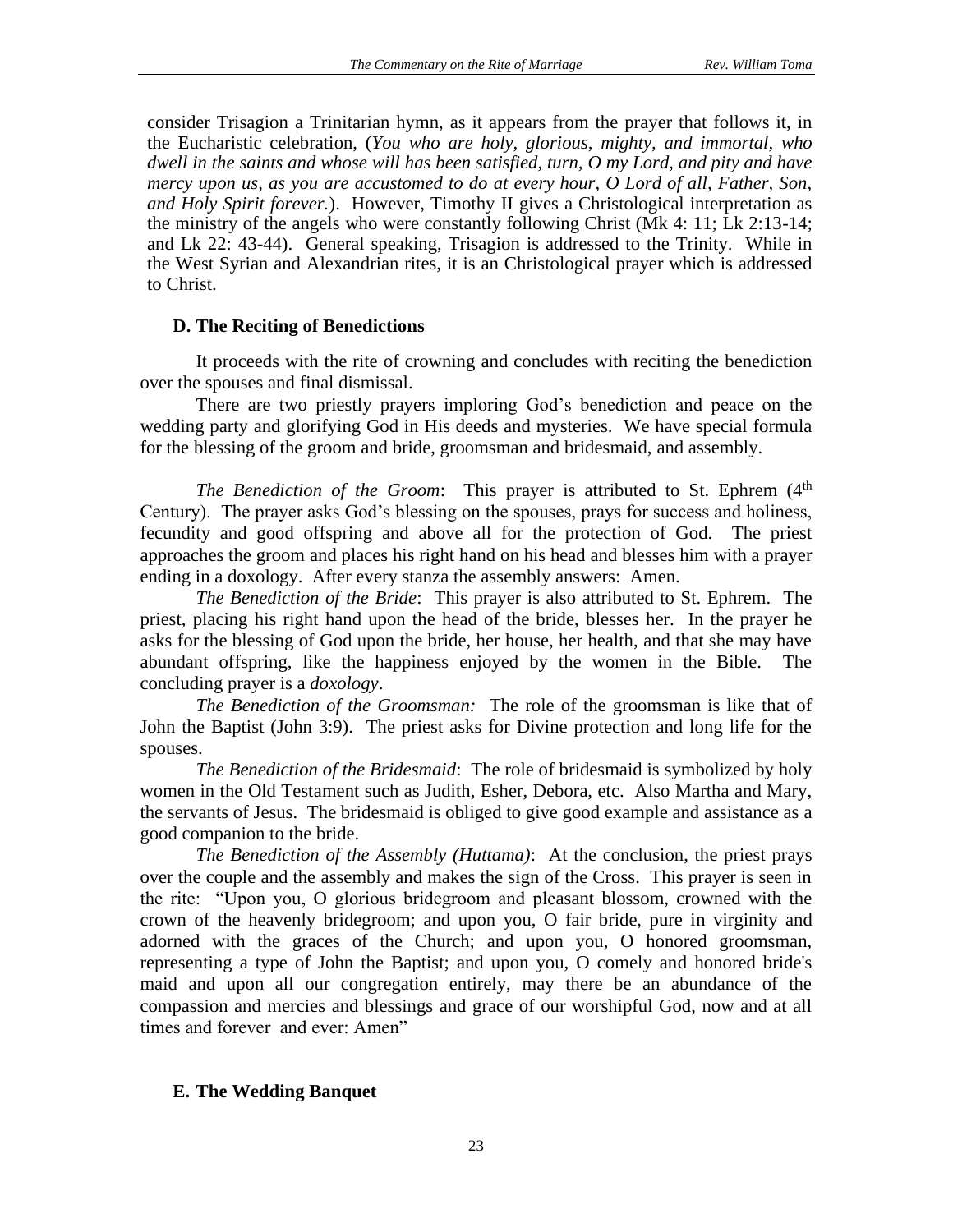consider Trisagion a Trinitarian hymn, as it appears from the prayer that follows it, in the Eucharistic celebration, (*You who are holy, glorious, mighty, and immortal, who dwell in the saints and whose will has been satisfied, turn, O my Lord, and pity and have mercy upon us, as you are accustomed to do at every hour, O Lord of all, Father, Son, and Holy Spirit forever.*). However, Timothy II gives a Christological interpretation as the ministry of the angels who were constantly following Christ (Mk 4: 11; Lk 2:13-14; and Lk 22: 43-44). General speaking, Trisagion is addressed to the Trinity. While in the West Syrian and Alexandrian rites, it is an Christological prayer which is addressed to Christ.

### D. The Reciting of Benedictions

It proceeds with the rite of crowning and concludes with reciting the benediction over the spouses and final dismissal.

There are two priestly prayers imploring God's benediction and peace on the wedding party and glorifying God in His deeds and mysteries. We have special formula for the blessing of the groom and bride, groomsman and bridesmaid, and assembly.

*The Benediction of the Groom*: This prayer is attributed to St. Ephrem (4th Century). The prayer asks God's blessing on the spouses, prays for success and holiness, fecundity and good offspring and above all for the protection of God. The priest approaches the groom and places his right hand on his head and blesses him with a prayer ending in a doxology. After every stanza the assembly answers: Amen.

*The Benediction of the Bride*: This prayer is also attributed to St. Ephrem. The priest, placing his right hand upon the head of the bride, blesses her. In the prayer he asks for the blessing of God upon the bride, her house, her health, and that she may have abundant offspring, like the happiness enjoyed by the women in the Bible. The concluding prayer is a *doxology*.

*The Benediction of the Groomsman:* The role of the groomsman is like that of John the Baptist (John 3:9). The priest asks for Divine protection and long life for the spouses.

*The Benediction of the Bridesmaid*: The role of bridesmaid is symbolized by holy women in the Old Testament such as Judith, Esher, Debora, etc. Also Martha and Mary, the servants of Jesus. The bridesmaid is obliged to give good example and assistance as a good companion to the bride.

*The Benediction of the Assembly (Huttama)*: At the conclusion, the priest prays over the couple and the assembly and makes the sign of the Cross. This prayer is seen in the rite: "Upon you, O glorious bridegroom and pleasant blossom, crowned with the crown of the heavenly bridegroom; and upon you, O fair bride, pure in virginity and adorned with the graces of the Church; and upon you, O honored groomsman, representing a type of John the Baptist; and upon you, O comely and honored bride's maid and upon all our congregation entirely, may there be an abundance of the compassion and mercies and blessings and grace of our worshipful God, now and at all times and forever and ever: Amen"

### E. The Wedding Banquet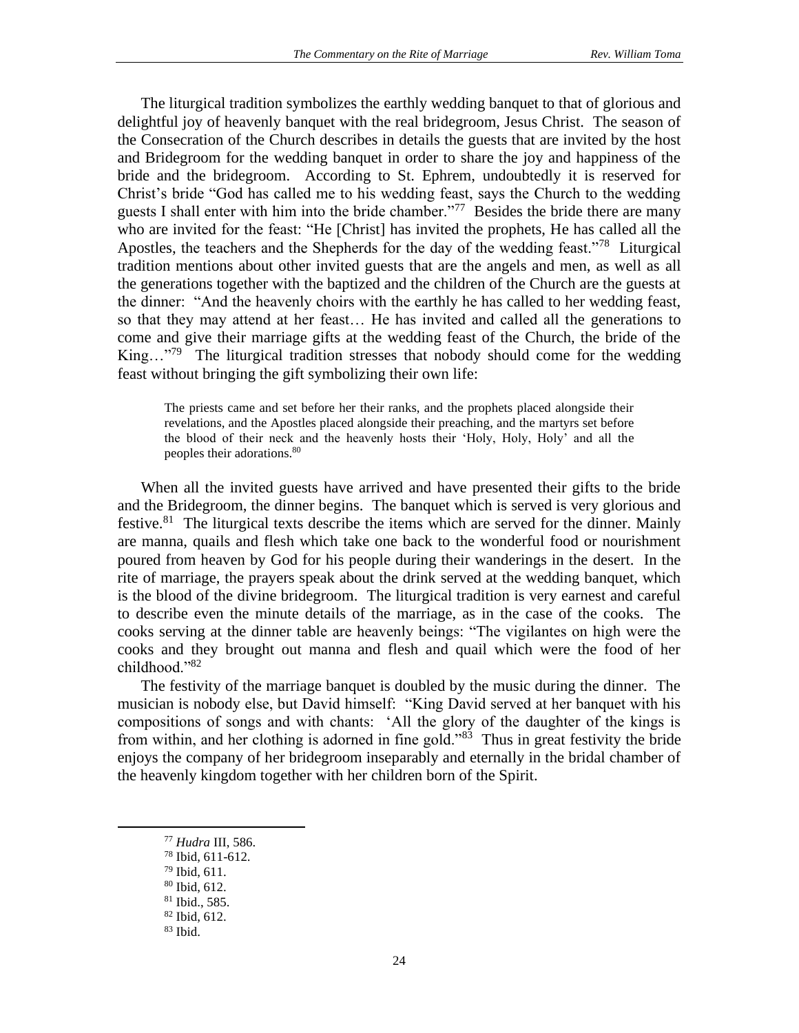The liturgical tradition symbolizes the earthly wedding banquet to that of glorious and delightful joy of heavenly banquet with the real bridegroom, Jesus Christ. The season of the Consecration of the Church describes in details the guests that are invited by the host and Bridegroom for the wedding banquet in order to share the joy and happiness of the bride and the bridegroom. According to St. Ephrem, undoubtedly it is reserved for Christ's bride "God has called me to his wedding feast, says the Church to the wedding guests I shall enter with him into the bride chamber."[77] Besides the bride there are many who are invited for the feast: "He [Christ] has invited the prophets, He has called all the Apostles, the teachers and the Shepherds for the day of the wedding feast."[78] Liturgical tradition mentions about other invited guests that are the angels and men, as well as all the generations together with the baptized and the children of the Church are the guests at the dinner: "And the heavenly choirs with the earthly he has called to her wedding feast, so that they may attend at her feast… He has invited and called all the generations to come and give their marriage gifts at the wedding feast of the Church, the bride of the King…"[79] The liturgical tradition stresses that nobody should come for the wedding feast without bringing the gift symbolizing their own life:

> The priests came and set before her their ranks, and the prophets placed alongside their revelations, and the Apostles placed alongside their preaching, and the martyrs set before the blood of their neck and the heavenly hosts their 'Holy, Holy, Holy' and all the peoples their adorations.[80]

When all the invited guests have arrived and have presented their gifts to the bride and the Bridegroom, the dinner begins. The banquet which is served is very glorious and festive.[81] The liturgical texts describe the items which are served for the dinner. Mainly are manna, quails and flesh which take one back to the wonderful food or nourishment poured from heaven by God for his people during their wanderings in the desert. In the rite of marriage, the prayers speak about the drink served at the wedding banquet, which is the blood of the divine bridegroom. The liturgical tradition is very earnest and careful to describe even the minute details of the marriage, as in the case of the cooks. The cooks serving at the dinner table are heavenly beings: "The vigilantes on high were the cooks and they brought out manna and flesh and quail which were the food of her childhood."[82]

The festivity of the marriage banquet is doubled by the music during the dinner. The musician is nobody else, but David himself: "King David served at her banquet with his compositions of songs and with chants: 'All the glory of the daughter of the kings is from within, and her clothing is adorned in fine gold."[83] Thus in great festivity the bride enjoys the company of her bridegroom inseparably and eternally in the bridal chamber of the heavenly kingdom together with her children born of the Spirit.

---

[77] *Hudra* III, 586.
[78] Ibid, 611-612.
[79] Ibid, 611.
[80] Ibid, 612.
[81] Ibid., 585.
[82] Ibid, 612.
[83] Ibid.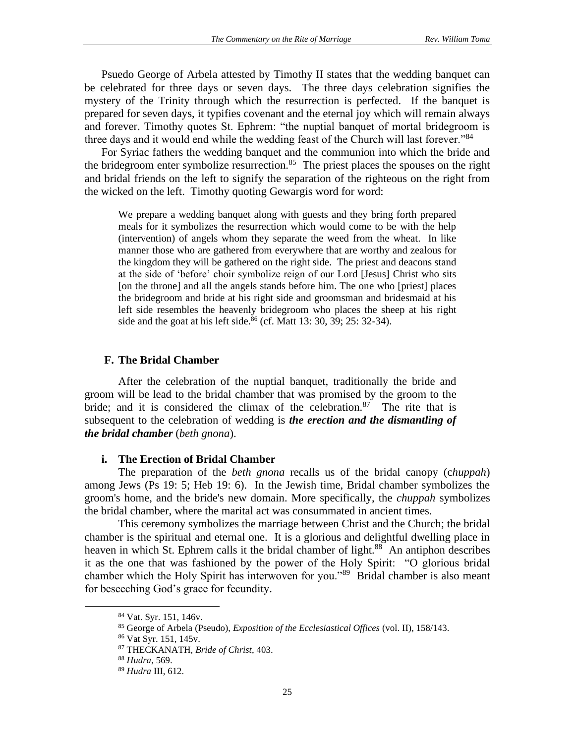Psuedo George of Arbela attested by Timothy II states that the wedding banquet can be celebrated for three days or seven days. The three days celebration signifies the mystery of the Trinity through which the resurrection is perfected. If the banquet is prepared for seven days, it typifies covenant and the eternal joy which will remain always and forever. Timothy quotes St. Ephrem: "the nuptial banquet of mortal bridegroom is three days and it would end while the wedding feast of the Church will last forever."[84]

For Syriac fathers the wedding banquet and the communion into which the bride and the bridegroom enter symbolize resurrection.[85] The priest places the spouses on the right and bridal friends on the left to signify the separation of the righteous on the right from the wicked on the left. Timothy quoting Gewargis word for word:

> We prepare a wedding banquet along with guests and they bring forth prepared meals for it symbolizes the resurrection which would come to be with the help (intervention) of angels whom they separate the weed from the wheat. In like manner those who are gathered from everywhere that are worthy and zealous for the kingdom they will be gathered on the right side. The priest and deacons stand at the side of 'before' choir symbolize reign of our Lord [Jesus] Christ who sits [on the throne] and all the angels stands before him. The one who [priest] places the bridegroom and bride at his right side and groomsman and bridesmaid at his left side resembles the heavenly bridegroom who places the sheep at his right side and the goat at his left side.[86] (cf. Matt 13: 30, 39; 25: 32-34).

### F. The Bridal Chamber

After the celebration of the nuptial banquet, traditionally the bride and groom will be lead to the bridal chamber that was promised by the groom to the bride; and it is considered the climax of the celebration.[87] The rite that is subsequent to the celebration of wedding is ***the erection and the dismantling of the bridal chamber*** (*beth gnona*).

#### i. The Erection of Bridal Chamber

The preparation of the *beth gnona* recalls us of the bridal canopy (c*huppah*) among Jews (Ps 19: 5; Heb 19: 6). In the Jewish time, Bridal chamber symbolizes the groom's home, and the bride's new domain. More specifically, the *chuppah* symbolizes the bridal chamber, where the marital act was consummated in ancient times.

This ceremony symbolizes the marriage between Christ and the Church; the bridal chamber is the spiritual and eternal one. It is a glorious and delightful dwelling place in heaven in which St. Ephrem calls it the bridal chamber of light.[88] An antiphon describes it as the one that was fashioned by the power of the Holy Spirit: "O glorious bridal chamber which the Holy Spirit has interwoven for you."[89] Bridal chamber is also meant for beseeching God's grace for fecundity.

---

[84] Vat. Syr. 151, 146v.

[85] George of Arbela (Pseudo), *Exposition of the Ecclesiastical Offices* (vol. II), 158/143.

[86] Vat Syr. 151, 145v.

[87] THECKANATH, *Bride of Christ*, 403.

[88] *Hudra*, 569.

[89] *Hudra* III, 612.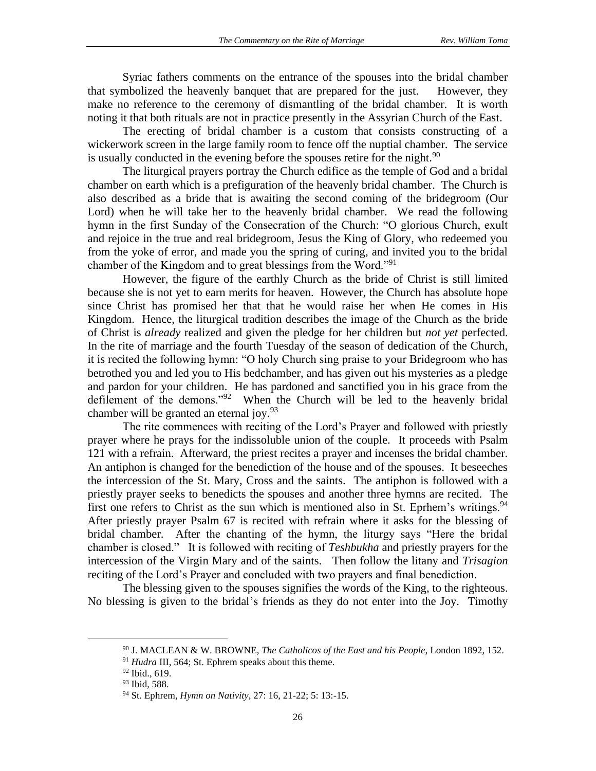Syriac fathers comments on the entrance of the spouses into the bridal chamber that symbolized the heavenly banquet that are prepared for the just. However, they make no reference to the ceremony of dismantling of the bridal chamber. It is worth noting it that both rituals are not in practice presently in the Assyrian Church of the East.

The erecting of bridal chamber is a custom that consists constructing of a wickerwork screen in the large family room to fence off the nuptial chamber. The service is usually conducted in the evening before the spouses retire for the night.[90]

The liturgical prayers portray the Church edifice as the temple of God and a bridal chamber on earth which is a prefiguration of the heavenly bridal chamber. The Church is also described as a bride that is awaiting the second coming of the bridegroom (Our Lord) when he will take her to the heavenly bridal chamber. We read the following hymn in the first Sunday of the Consecration of the Church: "O glorious Church, exult and rejoice in the true and real bridegroom, Jesus the King of Glory, who redeemed you from the yoke of error, and made you the spring of curing, and invited you to the bridal chamber of the Kingdom and to great blessings from the Word."[91]

However, the figure of the earthly Church as the bride of Christ is still limited because she is not yet to earn merits for heaven. However, the Church has absolute hope since Christ has promised her that that he would raise her when He comes in His Kingdom. Hence, the liturgical tradition describes the image of the Church as the bride of Christ is *already* realized and given the pledge for her children but *not yet* perfected. In the rite of marriage and the fourth Tuesday of the season of dedication of the Church, it is recited the following hymn: "O holy Church sing praise to your Bridegroom who has betrothed you and led you to His bedchamber, and has given out his mysteries as a pledge and pardon for your children. He has pardoned and sanctified you in his grace from the defilement of the demons."[92] When the Church will be led to the heavenly bridal chamber will be granted an eternal joy.[93]

The rite commences with reciting of the Lord's Prayer and followed with priestly prayer where he prays for the indissoluble union of the couple. It proceeds with Psalm 121 with a refrain. Afterward, the priest recites a prayer and incenses the bridal chamber. An antiphon is changed for the benediction of the house and of the spouses. It beseeches the intercession of the St. Mary, Cross and the saints. The antiphon is followed with a priestly prayer seeks to benedicts the spouses and another three hymns are recited. The first one refers to Christ as the sun which is mentioned also in St. Eprhem's writings.[94] After priestly prayer Psalm 67 is recited with refrain where it asks for the blessing of bridal chamber. After the chanting of the hymn, the liturgy says "Here the bridal chamber is closed." It is followed with reciting of *Teshbukha* and priestly prayers for the intercession of the Virgin Mary and of the saints. Then follow the litany and *Trisagion* reciting of the Lord's Prayer and concluded with two prayers and final benediction.

The blessing given to the spouses signifies the words of the King, to the righteous. No blessing is given to the bridal's friends as they do not enter into the Joy. Timothy

---

[90] J. MACLEAN & W. BROWNE, *The Catholicos of the East and his People*, London 1892, 152.

[91] *Hudra* III, 564; St. Ephrem speaks about this theme.

[92] Ibid., 619.

[93] Ibid, 588.

[94] St. Ephrem, *Hymn on Nativity*, 27: 16, 21-22; 5: 13:-15.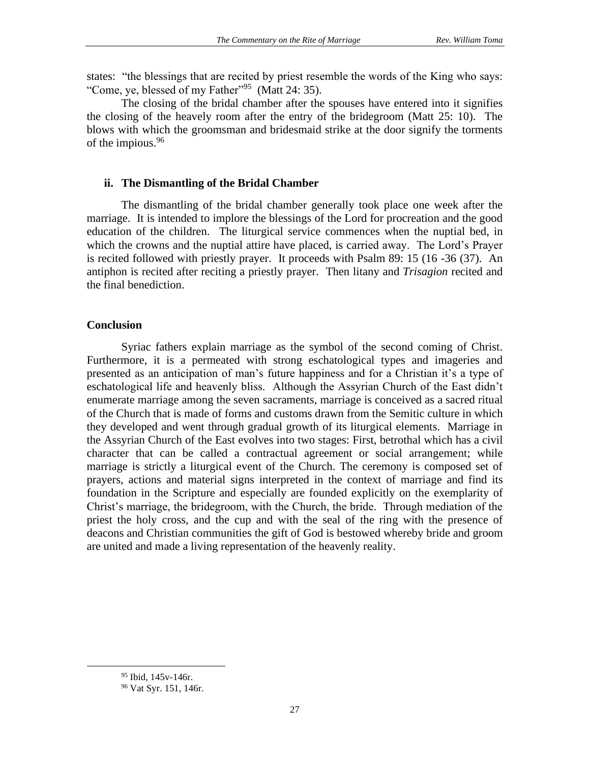states: "the blessings that are recited by priest resemble the words of the King who says: "Come, ye, blessed of my Father"[95] (Matt 24: 35).

The closing of the bridal chamber after the spouses have entered into it signifies the closing of the heavely room after the entry of the bridegroom (Matt 25: 10). The blows with which the groomsman and bridesmaid strike at the door signify the torments of the impious.[96]

### ii. The Dismantling of the Bridal Chamber

The dismantling of the bridal chamber generally took place one week after the marriage. It is intended to implore the blessings of the Lord for procreation and the good education of the children. The liturgical service commences when the nuptial bed, in which the crowns and the nuptial attire have placed, is carried away. The Lord's Prayer is recited followed with priestly prayer. It proceeds with Psalm 89: 15 (16 -36 (37). An antiphon is recited after reciting a priestly prayer. Then litany and *Trisagion* recited and the final benediction.

### Conclusion

Syriac fathers explain marriage as the symbol of the second coming of Christ. Furthermore, it is a permeated with strong eschatological types and imageries and presented as an anticipation of man's future happiness and for a Christian it's a type of eschatological life and heavenly bliss. Although the Assyrian Church of the East didn't enumerate marriage among the seven sacraments, marriage is conceived as a sacred ritual of the Church that is made of forms and customs drawn from the Semitic culture in which they developed and went through gradual growth of its liturgical elements. Marriage in the Assyrian Church of the East evolves into two stages: First, betrothal which has a civil character that can be called a contractual agreement or social arrangement; while marriage is strictly a liturgical event of the Church. The ceremony is composed set of prayers, actions and material signs interpreted in the context of marriage and find its foundation in the Scripture and especially are founded explicitly on the exemplarity of Christ's marriage, the bridegroom, with the Church, the bride. Through mediation of the priest the holy cross, and the cup and with the seal of the ring with the presence of deacons and Christian communities the gift of God is bestowed whereby bride and groom are united and made a living representation of the heavenly reality.

---

[95] Ibid, 145v-146r.

[96] Vat Syr. 151, 146r.